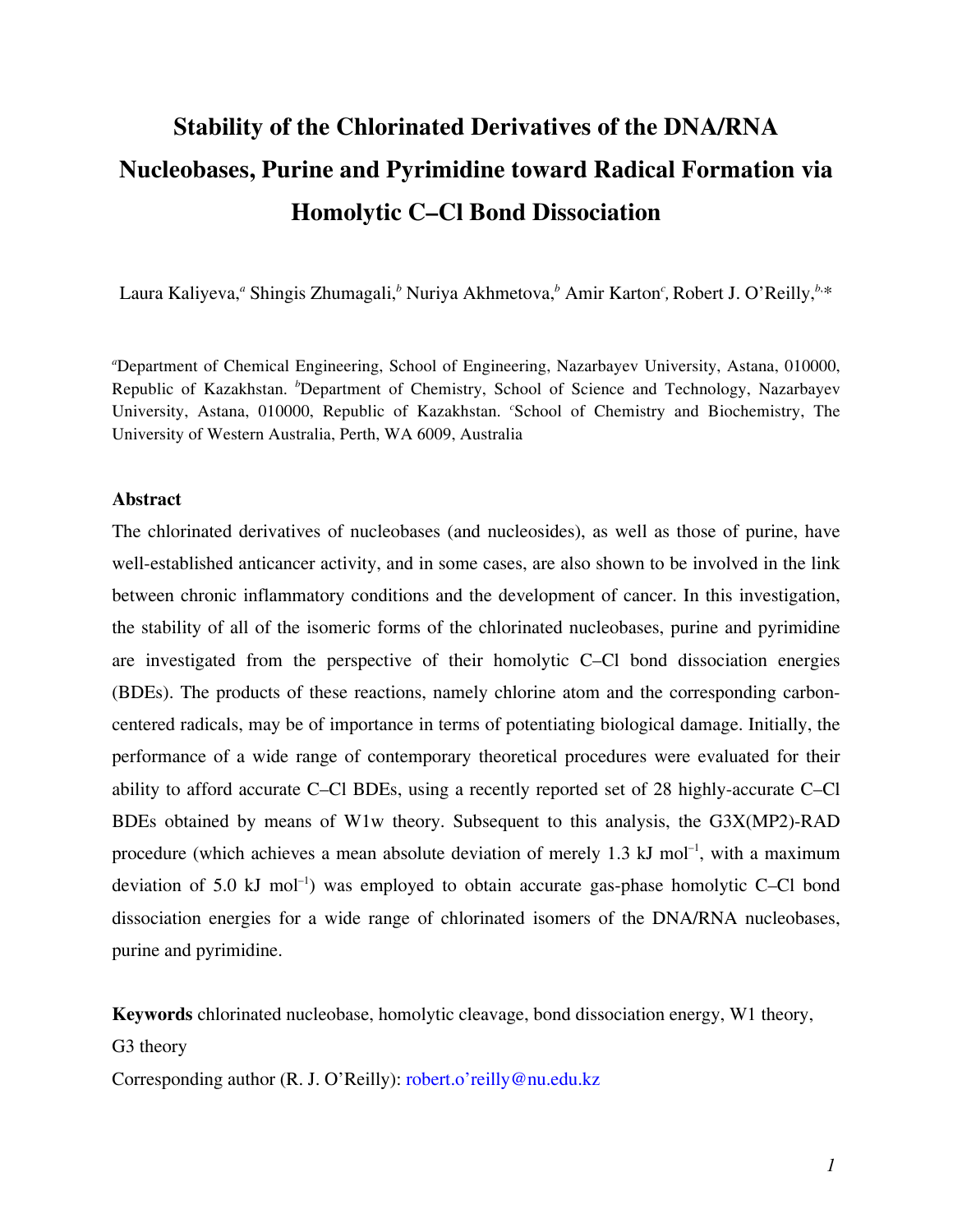# Stability of the Chlorinated Derivatives of the DNA/RNA Nucleobases, Purine and Pyrimidine toward Radical Formation via Homolytic C–Cl Bond Dissociation

Laura Kaliyeva,[a] Shingis Zhumagali,[b] Nuriya Akhmetova,[b] Amir Karton[c], Robert J. O'Reilly,[b,]*

[a]Department of Chemical Engineering, School of Engineering, Nazarbayev University, Astana, 010000, Republic of Kazakhstan. [b]Department of Chemistry, School of Science and Technology, Nazarbayev University, Astana, 010000, Republic of Kazakhstan. [c]School of Chemistry and Biochemistry, The University of Western Australia, Perth, WA 6009, Australia

### Abstract

The chlorinated derivatives of nucleobases (and nucleosides), as well as those of purine, have well-established anticancer activity, and in some cases, are also shown to be involved in the link between chronic inflammatory conditions and the development of cancer. In this investigation, the stability of all of the isomeric forms of the chlorinated nucleobases, purine and pyrimidine are investigated from the perspective of their homolytic C–Cl bond dissociation energies (BDEs). The products of these reactions, namely chlorine atom and the corresponding carbon-centered radicals, may be of importance in terms of potentiating biological damage. Initially, the performance of a wide range of contemporary theoretical procedures were evaluated for their ability to afford accurate C–Cl BDEs, using a recently reported set of 28 highly-accurate C–Cl BDEs obtained by means of W1w theory. Subsequent to this analysis, the G3X(MP2)-RAD procedure (which achieves a mean absolute deviation of merely 1.3 kJ mol$^{-1}$, with a maximum deviation of 5.0 kJ mol$^{-1}$) was employed to obtain accurate gas-phase homolytic C–Cl bond dissociation energies for a wide range of chlorinated isomers of the DNA/RNA nucleobases, purine and pyrimidine.

**Keywords** chlorinated nucleobase, homolytic cleavage, bond dissociation energy, W1 theory, G3 theory

Corresponding author (R. J. O'Reilly): robert.o'reilly@nu.edu.kz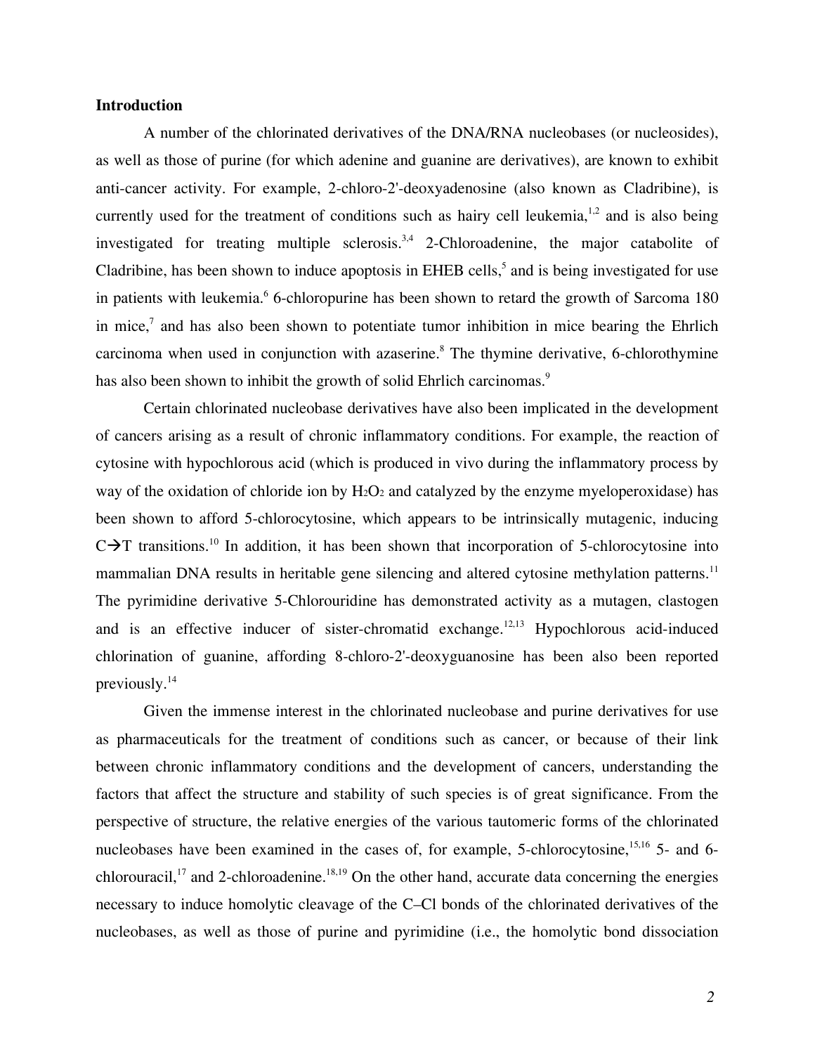## Introduction

A number of the chlorinated derivatives of the DNA/RNA nucleobases (or nucleosides), as well as those of purine (for which adenine and guanine are derivatives), are known to exhibit anti-cancer activity. For example, 2-chloro-2'-deoxyadenosine (also known as Cladribine), is currently used for the treatment of conditions such as hairy cell leukemia,[1,2] and is also being investigated for treating multiple sclerosis.[3,4] 2-Chloroadenine, the major catabolite of Cladribine, has been shown to induce apoptosis in EHEB cells,[5] and is being investigated for use in patients with leukemia.[6] 6-chloropurine has been shown to retard the growth of Sarcoma 180 in mice,[7] and has also been shown to potentiate tumor inhibition in mice bearing the Ehrlich carcinoma when used in conjunction with azaserine.[8] The thymine derivative, 6-chlorothymine has also been shown to inhibit the growth of solid Ehrlich carcinomas.[9]

Certain chlorinated nucleobase derivatives have also been implicated in the development of cancers arising as a result of chronic inflammatory conditions. For example, the reaction of cytosine with hypochlorous acid (which is produced in vivo during the inflammatory process by way of the oxidation of chloride ion by $H_2O_2$ and catalyzed by the enzyme myeloperoxidase) has been shown to afford 5-chlorocytosine, which appears to be intrinsically mutagenic, inducing C→T transitions.[10] In addition, it has been shown that incorporation of 5-chlorocytosine into mammalian DNA results in heritable gene silencing and altered cytosine methylation patterns.[11] The pyrimidine derivative 5-Chlorouridine has demonstrated activity as a mutagen, clastogen and is an effective inducer of sister-chromatid exchange.[12,13] Hypochlorous acid-induced chlorination of guanine, affording 8-chloro-2'-deoxyguanosine has been also been reported previously.[14]

Given the immense interest in the chlorinated nucleobase and purine derivatives for use as pharmaceuticals for the treatment of conditions such as cancer, or because of their link between chronic inflammatory conditions and the development of cancers, understanding the factors that affect the structure and stability of such species is of great significance. From the perspective of structure, the relative energies of the various tautomeric forms of the chlorinated nucleobases have been examined in the cases of, for example, 5-chlorocytosine,[15,16] 5- and 6-chlorouracil,[17] and 2-chloroadenine.[18,19] On the other hand, accurate data concerning the energies necessary to induce homolytic cleavage of the C–Cl bonds of the chlorinated derivatives of the nucleobases, as well as those of purine and pyrimidine (i.e., the homolytic bond dissociation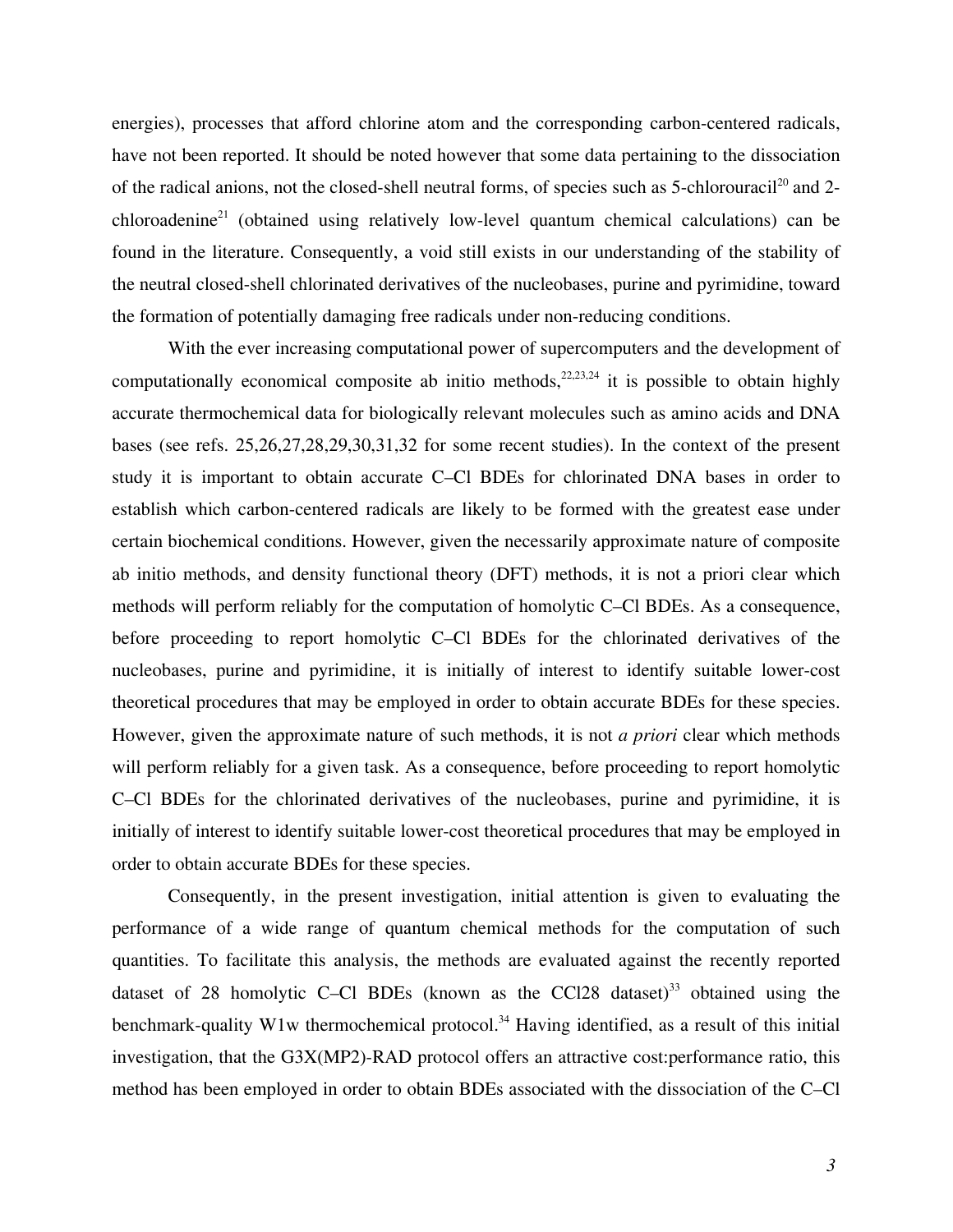energies), processes that afford chlorine atom and the corresponding carbon-centered radicals, have not been reported. It should be noted however that some data pertaining to the dissociation of the radical anions, not the closed-shell neutral forms, of species such as 5-chlorouracil[20] and 2-chloroadenine[21] (obtained using relatively low-level quantum chemical calculations) can be found in the literature. Consequently, a void still exists in our understanding of the stability of the neutral closed-shell chlorinated derivatives of the nucleobases, purine and pyrimidine, toward the formation of potentially damaging free radicals under non-reducing conditions.

With the ever increasing computational power of supercomputers and the development of computationally economical composite ab initio methods,[22,23,24] it is possible to obtain highly accurate thermochemical data for biologically relevant molecules such as amino acids and DNA bases (see refs. 25,26,27,28,29,30,31,32 for some recent studies). In the context of the present study it is important to obtain accurate C–Cl BDEs for chlorinated DNA bases in order to establish which carbon-centered radicals are likely to be formed with the greatest ease under certain biochemical conditions. However, given the necessarily approximate nature of composite ab initio methods, and density functional theory (DFT) methods, it is not a priori clear which methods will perform reliably for the computation of homolytic C–Cl BDEs. As a consequence, before proceeding to report homolytic C–Cl BDEs for the chlorinated derivatives of the nucleobases, purine and pyrimidine, it is initially of interest to identify suitable lower-cost theoretical procedures that may be employed in order to obtain accurate BDEs for these species. However, given the approximate nature of such methods, it is not *a priori* clear which methods will perform reliably for a given task. As a consequence, before proceeding to report homolytic C–Cl BDEs for the chlorinated derivatives of the nucleobases, purine and pyrimidine, it is initially of interest to identify suitable lower-cost theoretical procedures that may be employed in order to obtain accurate BDEs for these species.

Consequently, in the present investigation, initial attention is given to evaluating the performance of a wide range of quantum chemical methods for the computation of such quantities. To facilitate this analysis, the methods are evaluated against the recently reported dataset of 28 homolytic C–Cl BDEs (known as the CCl28 dataset)[33] obtained using the benchmark-quality W1w thermochemical protocol.[34] Having identified, as a result of this initial investigation, that the G3X(MP2)-RAD protocol offers an attractive cost:performance ratio, this method has been employed in order to obtain BDEs associated with the dissociation of the C–Cl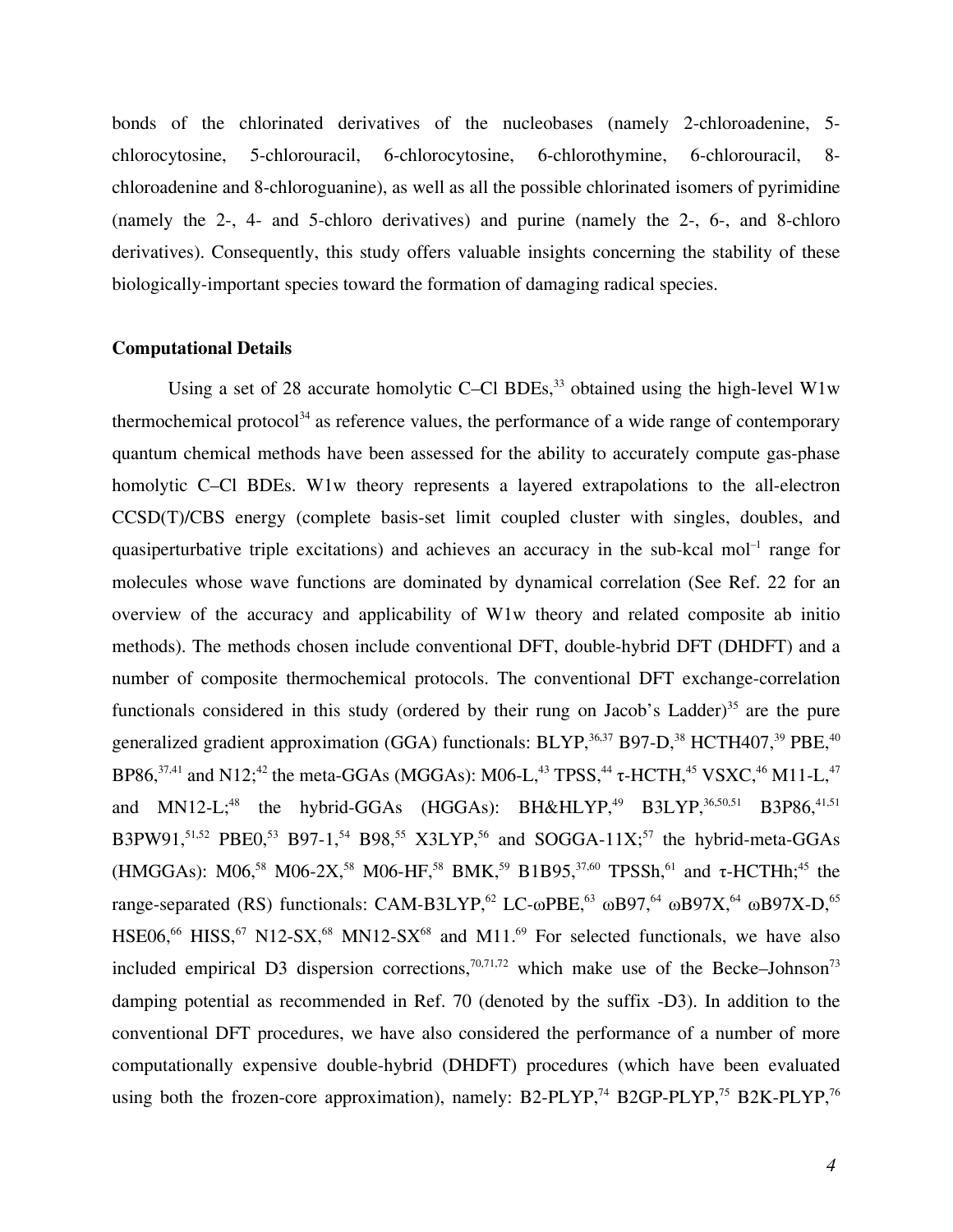bonds of the chlorinated derivatives of the nucleobases (namely 2-chloroadenine, 5-chlorocytosine, 5-chlorouracil, 6-chlorocytosine, 6-chlorothymine, 6-chlorouracil, 8-chloroadenine and 8-chloroguanine), as well as all the possible chlorinated isomers of pyrimidine (namely the 2-, 4- and 5-chloro derivatives) and purine (namely the 2-, 6-, and 8-chloro derivatives). Consequently, this study offers valuable insights concerning the stability of these biologically-important species toward the formation of damaging radical species.

## Computational Details

Using a set of 28 accurate homolytic C–Cl BDEs,[33] obtained using the high-level W1w thermochemical protocol[34] as reference values, the performance of a wide range of contemporary quantum chemical methods have been assessed for the ability to accurately compute gas-phase homolytic C–Cl BDEs. W1w theory represents a layered extrapolations to the all-electron CCSD(T)/CBS energy (complete basis-set limit coupled cluster with singles, doubles, and quasiperturbative triple excitations) and achieves an accuracy in the sub-kcal mol$^{-1}$ range for molecules whose wave functions are dominated by dynamical correlation (See Ref. 22 for an overview of the accuracy and applicability of W1w theory and related composite ab initio methods). The methods chosen include conventional DFT, double-hybrid DFT (DHDFT) and a number of composite thermochemical protocols. The conventional DFT exchange-correlation functionals considered in this study (ordered by their rung on Jacob's Ladder)[35] are the pure generalized gradient approximation (GGA) functionals: BLYP,[36,37] B97-D,[38] HCTH407,[39] PBE,[40] BP86,[37,41] and N12;[42] the meta-GGAs (MGGAs): M06-L,[43] TPSS,[44] τ-HCTH,[45] VSXC,[46] M11-L,[47] and MN12-L;[48] the hybrid-GGAs (HGGAs): BH&HLYP,[49] B3LYP,[36,50,51] B3P86,[41,51] B3PW91,[51,52] PBE0,[53] B97-1,[54] B98,[55] X3LYP,[56] and SOGGA-11X;[57] the hybrid-meta-GGAs (HMGGAs): M06,[58] M06-2X,[58] M06-HF,[58] BMK,[59] B1B95,[37,60] TPSSh,[61] and τ-HCTHh;[45] the range-separated (RS) functionals: CAM-B3LYP,[62] LC-ωPBE,[63] ωB97,[64] ωB97X,[64] ωB97X-D,[65] HSE06,[66] HISS,[67] N12-SX,[68] MN12-SX[68] and M11.[69] For selected functionals, we have also included empirical D3 dispersion corrections,[70,71,72] which make use of the Becke–Johnson[73] damping potential as recommended in Ref. 70 (denoted by the suffix -D3). In addition to the conventional DFT procedures, we have also considered the performance of a number of more computationally expensive double-hybrid (DHDFT) procedures (which have been evaluated using both the frozen-core approximation), namely: B2-PLYP,[74] B2GP-PLYP,[75] B2K-PLYP,[76]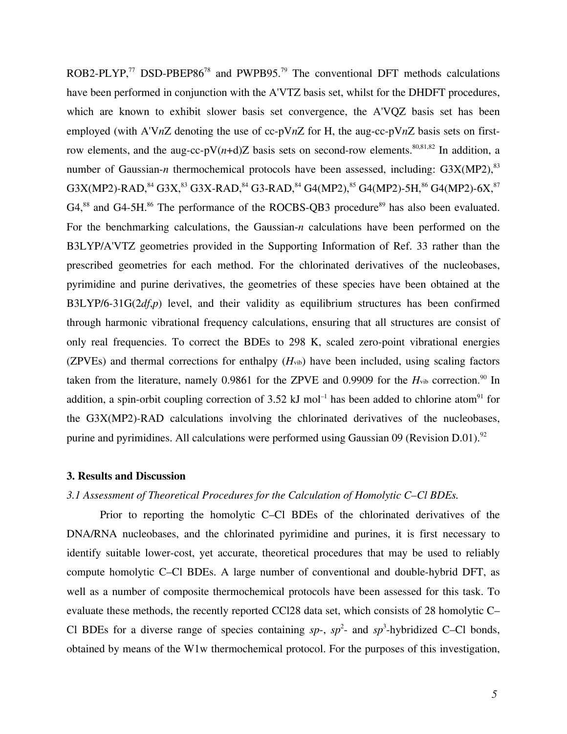ROB2-PLYP,[77] DSD-PBEP86[78] and PWPB95.[79] The conventional DFT methods calculations have been performed in conjunction with the A'VTZ basis set, whilst for the DHDFT procedures, which are known to exhibit slower basis set convergence, the A'VQZ basis set has been employed (with A'V*n*Z denoting the use of cc-pV*n*Z for H, the aug-cc-pV*n*Z basis sets on first-row elements, and the aug-cc-pV(*n*+d)Z basis sets on second-row elements.[80,81,82] In addition, a number of Gaussian-*n* thermochemical protocols have been assessed, including: G3X(MP2),[83] G3X(MP2)-RAD,[84] G3X,[83] G3X-RAD,[84] G3-RAD,[84] G4(MP2),[85] G4(MP2)-5H,[86] G4(MP2)-6X,[87] G4,[88] and G4-5H.[86] The performance of the ROCBS-QB3 procedure[89] has also been evaluated. For the benchmarking calculations, the Gaussian-*n* calculations have been performed on the B3LYP/A'VTZ geometries provided in the Supporting Information of Ref. 33 rather than the prescribed geometries for each method. For the chlorinated derivatives of the nucleobases, pyrimidine and purine derivatives, the geometries of these species have been obtained at the B3LYP/6-31G(2*df*,*p*) level, and their validity as equilibrium structures has been confirmed through harmonic vibrational frequency calculations, ensuring that all structures are consist of only real frequencies. To correct the BDEs to 298 K, scaled zero-point vibrational energies (ZPVEs) and thermal corrections for enthalpy ($H_{\text{vib}}$) have been included, using scaling factors taken from the literature, namely 0.9861 for the ZPVE and 0.9909 for the $H_{\text{vib}}$ correction.[90] In addition, a spin-orbit coupling correction of 3.52 kJ mol$^{-1}$ has been added to chlorine atom[91] for the G3X(MP2)-RAD calculations involving the chlorinated derivatives of the nucleobases, purine and pyrimidines. All calculations were performed using Gaussian 09 (Revision D.01).[92]

## 3. Results and Discussion

### *3.1 Assessment of Theoretical Procedures for the Calculation of Homolytic C–Cl BDEs.*

Prior to reporting the homolytic C–Cl BDEs of the chlorinated derivatives of the DNA/RNA nucleobases, and the chlorinated pyrimidine and purines, it is first necessary to identify suitable lower-cost, yet accurate, theoretical procedures that may be used to reliably compute homolytic C–Cl BDEs. A large number of conventional and double-hybrid DFT, as well as a number of composite thermochemical protocols have been assessed for this task. To evaluate these methods, the recently reported CCl28 data set, which consists of 28 homolytic C–Cl BDEs for a diverse range of species containing *sp*-, *sp*$^2$- and *sp*$^3$-hybridized C–Cl bonds, obtained by means of the W1w thermochemical protocol. For the purposes of this investigation,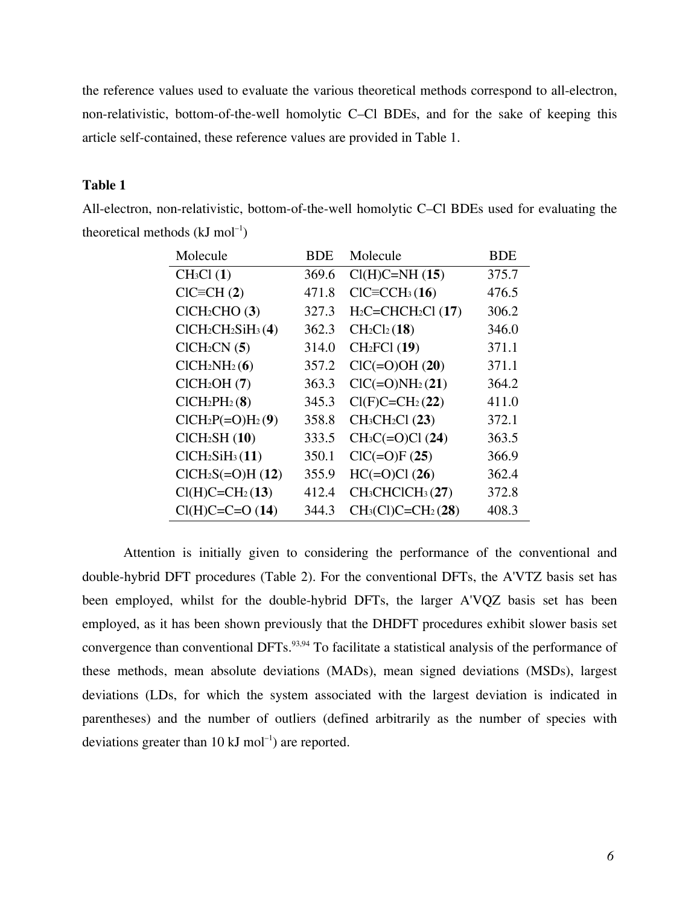the reference values used to evaluate the various theoretical methods correspond to all-electron, non-relativistic, bottom-of-the-well homolytic C–Cl BDEs, and for the sake of keeping this article self-contained, these reference values are provided in Table 1.

**Table 1**

All-electron, non-relativistic, bottom-of-the-well homolytic C–Cl BDEs used for evaluating the theoretical methods (kJ mol$^{-1}$)

| Molecule | BDE | Molecule | BDE |
|---|---|---|---|
| $CH_3Cl$ (**1**) | 369.6 | Cl(H)C=NH (**15**) | 375.7 |
| ClC≡CH (**2**) | 471.8 | $ClC{\equiv}CCH_3$ (**16**) | 476.5 |
| $ClCH_2CHO$ (**3**) | 327.3 | $H_2C{=}CHCH_2Cl$ (**17**) | 306.2 |
| $ClCH_2CH_2SiH_3$ (**4**) | 362.3 | $CH_2Cl_2$ (**18**) | 346.0 |
| $ClCH_2CN$ (**5**) | 314.0 | $CH_2FCl$ (**19**) | 371.1 |
| $ClCH_2NH_2$ (**6**) | 357.2 | ClC(=O)OH (**20**) | 371.1 |
| $ClCH_2OH$ (**7**) | 363.3 | $ClC({=}O)NH_2$ (**21**) | 364.2 |
| $ClCH_2PH_2$ (**8**) | 345.3 | $Cl(F)C{=}CH_2$ (**22**) | 411.0 |
| $ClCH_2P({=}O)H_2$ (**9**) | 358.8 | $CH_3CH_2Cl$ (**23**) | 372.1 |
| $ClCH_2SH$ (**10**) | 333.5 | $CH_3C({=}O)Cl$ (**24**) | 363.5 |
| $ClCH_2SiH_3$ (**11**) | 350.1 | ClC(=O)F (**25**) | 366.9 |
| $ClCH_2S({=}O)H$ (**12**) | 355.9 | HC(=O)Cl (**26**) | 362.4 |
| $Cl(H)C{=}CH_2$ (**13**) | 412.4 | $CH_3CHClCH_3$ (**27**) | 372.8 |
| Cl(H)C=C=O (**14**) | 344.3 | $CH_3(Cl)C{=}CH_2$ (**28**) | 408.3 |

Attention is initially given to considering the performance of the conventional and double-hybrid DFT procedures (Table 2). For the conventional DFTs, the A'VTZ basis set has been employed, whilst for the double-hybrid DFTs, the larger A'VQZ basis set has been employed, as it has been shown previously that the DHDFT procedures exhibit slower basis set convergence than conventional DFTs.[93,94] To facilitate a statistical analysis of the performance of these methods, mean absolute deviations (MADs), mean signed deviations (MSDs), largest deviations (LDs, for which the system associated with the largest deviation is indicated in parentheses) and the number of outliers (defined arbitrarily as the number of species with deviations greater than 10 kJ mol$^{-1}$) are reported.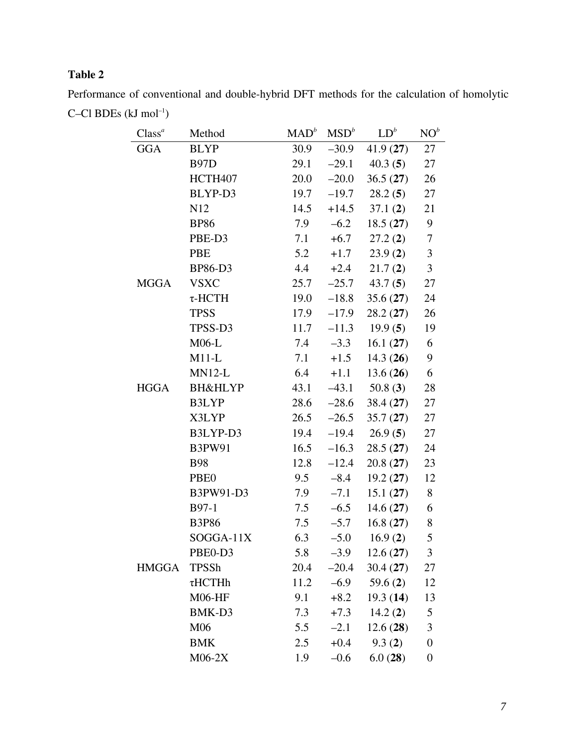**Table 2**

Performance of conventional and double-hybrid DFT methods for the calculation of homolytic C–Cl BDEs (kJ mol$^{-1}$)

| Class[a] | Method | MAD[b] | MSD[b] | LD[b] | NO[b] |
|---|---|---|---|---|---|
| GGA | BLYP | 30.9 | –30.9 | 41.9 (**27**) | 27 |
| | B97D | 29.1 | –29.1 | 40.3 (**5**) | 27 |
| | HCTH407 | 20.0 | –20.0 | 36.5 (**27**) | 26 |
| | BLYP-D3 | 19.7 | –19.7 | 28.2 (**5**) | 27 |
| | N12 | 14.5 | +14.5 | 37.1 (**2**) | 21 |
| | BP86 | 7.9 | –6.2 | 18.5 (**27**) | 9 |
| | PBE-D3 | 7.1 | +6.7 | 27.2 (**2**) | 7 |
| | PBE | 5.2 | +1.7 | 23.9 (**2**) | 3 |
| | BP86-D3 | 4.4 | +2.4 | 21.7 (**2**) | 3 |
| MGGA | VSXC | 25.7 | –25.7 | 43.7 (**5**) | 27 |
| | τ-HCTH | 19.0 | –18.8 | 35.6 (**27**) | 24 |
| | TPSS | 17.9 | –17.9 | 28.2 (**27**) | 26 |
| | TPSS-D3 | 11.7 | –11.3 | 19.9 (**5**) | 19 |
| | M06-L | 7.4 | –3.3 | 16.1 (**27**) | 6 |
| | M11-L | 7.1 | +1.5 | 14.3 (**26**) | 9 |
| | MN12-L | 6.4 | +1.1 | 13.6 (**26**) | 6 |
| HGGA | BH&HLYP | 43.1 | –43.1 | 50.8 (**3**) | 28 |
| | B3LYP | 28.6 | –28.6 | 38.4 (**27**) | 27 |
| | X3LYP | 26.5 | –26.5 | 35.7 (**27**) | 27 |
| | B3LYP-D3 | 19.4 | –19.4 | 26.9 (**5**) | 27 |
| | B3PW91 | 16.5 | –16.3 | 28.5 (**27**) | 24 |
| | B98 | 12.8 | –12.4 | 20.8 (**27**) | 23 |
| | PBE0 | 9.5 | –8.4 | 19.2 (**27**) | 12 |
| | B3PW91-D3 | 7.9 | –7.1 | 15.1 (**27**) | 8 |
| | B97-1 | 7.5 | –6.5 | 14.6 (**27**) | 6 |
| | B3P86 | 7.5 | –5.7 | 16.8 (**27**) | 8 |
| | SOGGA-11X | 6.3 | –5.0 | 16.9 (**2**) | 5 |
| | PBE0-D3 | 5.8 | –3.9 | 12.6 (**27**) | 3 |
| HMGGA | TPSSh | 20.4 | –20.4 | 30.4 (**27**) | 27 |
| | τHCTHh | 11.2 | –6.9 | 59.6 (**2**) | 12 |
| | M06-HF | 9.1 | +8.2 | 19.3 (**14**) | 13 |
| | BMK-D3 | 7.3 | +7.3 | 14.2 (**2**) | 5 |
| | M06 | 5.5 | –2.1 | 12.6 (**28**) | 3 |
| | BMK | 2.5 | +0.4 | 9.3 (**2**) | 0 |
| | M06-2X | 1.9 | –0.6 | 6.0 (**28**) | 0 |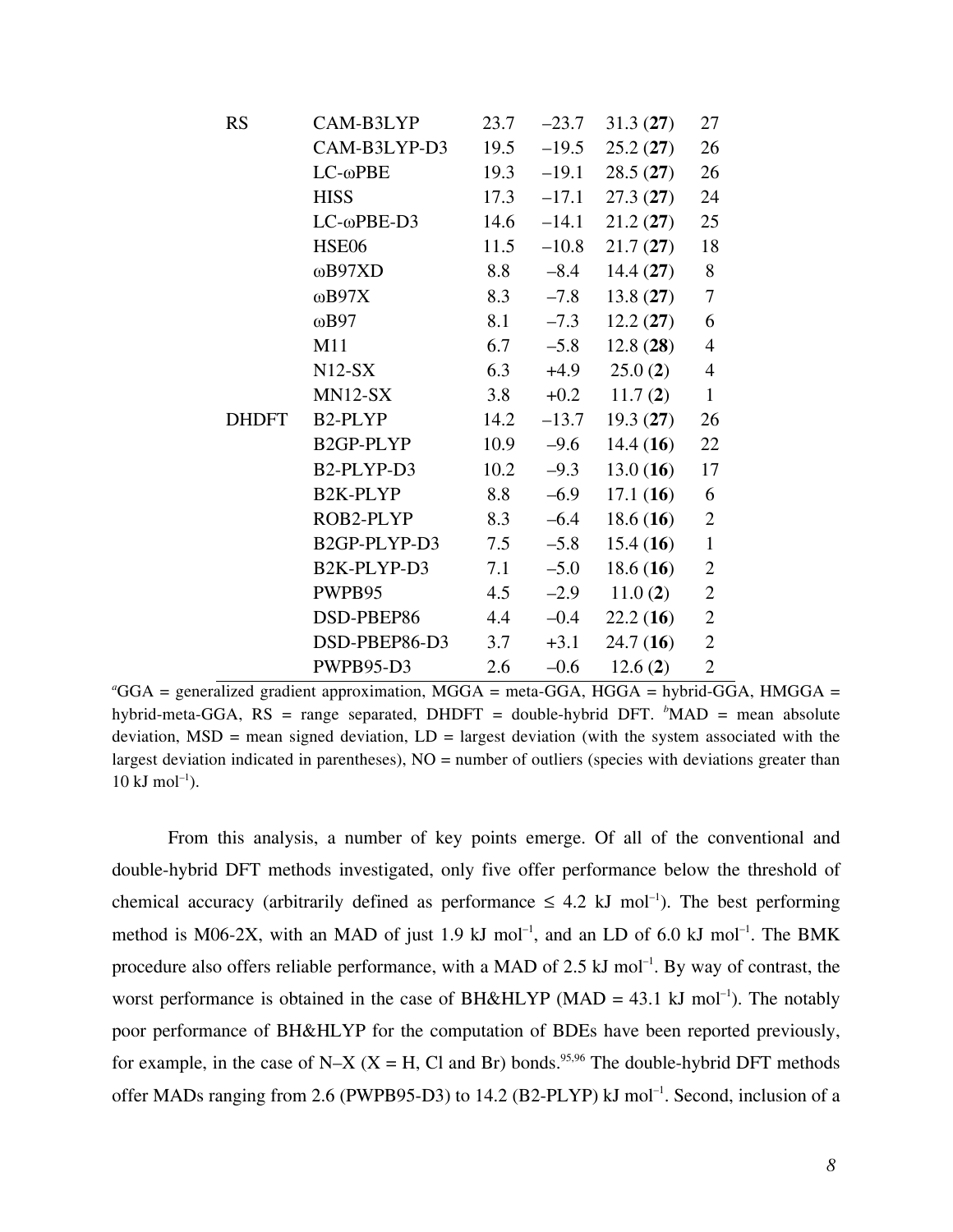| | | | | | |
|---|---|---|---|---|---|
| RS | CAM-B3LYP | 23.7 | –23.7 | 31.3 (**27**) | 27 |
| | CAM-B3LYP-D3 | 19.5 | –19.5 | 25.2 (**27**) | 26 |
| | LC-ωPBE | 19.3 | –19.1 | 28.5 (**27**) | 26 |
| | HISS | 17.3 | –17.1 | 27.3 (**27**) | 24 |
| | LC-ωPBE-D3 | 14.6 | –14.1 | 21.2 (**27**) | 25 |
| | HSE06 | 11.5 | –10.8 | 21.7 (**27**) | 18 |
| | ωB97XD | 8.8 | –8.4 | 14.4 (**27**) | 8 |
| | ωB97X | 8.3 | –7.8 | 13.8 (**27**) | 7 |
| | ωB97 | 8.1 | –7.3 | 12.2 (**27**) | 6 |
| | M11 | 6.7 | –5.8 | 12.8 (**28**) | 4 |
| | N12-SX | 6.3 | +4.9 | 25.0 (**2**) | 4 |
| | MN12-SX | 3.8 | +0.2 | 11.7 (**2**) | 1 |
| DHDFT | B2-PLYP | 14.2 | –13.7 | 19.3 (**27**) | 26 |
| | B2GP-PLYP | 10.9 | –9.6 | 14.4 (**16**) | 22 |
| | B2-PLYP-D3 | 10.2 | –9.3 | 13.0 (**16**) | 17 |
| | B2K-PLYP | 8.8 | –6.9 | 17.1 (**16**) | 6 |
| | ROB2-PLYP | 8.3 | –6.4 | 18.6 (**16**) | 2 |
| | B2GP-PLYP-D3 | 7.5 | –5.8 | 15.4 (**16**) | 1 |
| | B2K-PLYP-D3 | 7.1 | –5.0 | 18.6 (**16**) | 2 |
| | PWPB95 | 4.5 | –2.9 | 11.0 (**2**) | 2 |
| | DSD-PBEP86 | 4.4 | –0.4 | 22.2 (**16**) | 2 |
| | DSD-PBEP86-D3 | 3.7 | +3.1 | 24.7 (**16**) | 2 |
| | PWPB95-D3 | 2.6 | –0.6 | 12.6 (**2**) | 2 |

[a]GGA = generalized gradient approximation, MGGA = meta-GGA, HGGA = hybrid-GGA, HMGGA = hybrid-meta-GGA, RS = range separated, DHDFT = double-hybrid DFT. [b]MAD = mean absolute deviation, MSD = mean signed deviation, LD = largest deviation (with the system associated with the largest deviation indicated in parentheses), NO = number of outliers (species with deviations greater than 10 kJ mol$^{-1}$).

From this analysis, a number of key points emerge. Of all of the conventional and double-hybrid DFT methods investigated, only five offer performance below the threshold of chemical accuracy (arbitrarily defined as performance $\leq$ 4.2 kJ mol$^{-1}$). The best performing method is M06-2X, with an MAD of just 1.9 kJ mol$^{-1}$, and an LD of 6.0 kJ mol$^{-1}$. The BMK procedure also offers reliable performance, with a MAD of 2.5 kJ mol$^{-1}$. By way of contrast, the worst performance is obtained in the case of BH&HLYP (MAD = 43.1 kJ mol$^{-1}$). The notably poor performance of BH&HLYP for the computation of BDEs have been reported previously, for example, in the case of N–X (X = H, Cl and Br) bonds.[95,96] The double-hybrid DFT methods offer MADs ranging from 2.6 (PWPB95-D3) to 14.2 (B2-PLYP) kJ mol$^{-1}$. Second, inclusion of a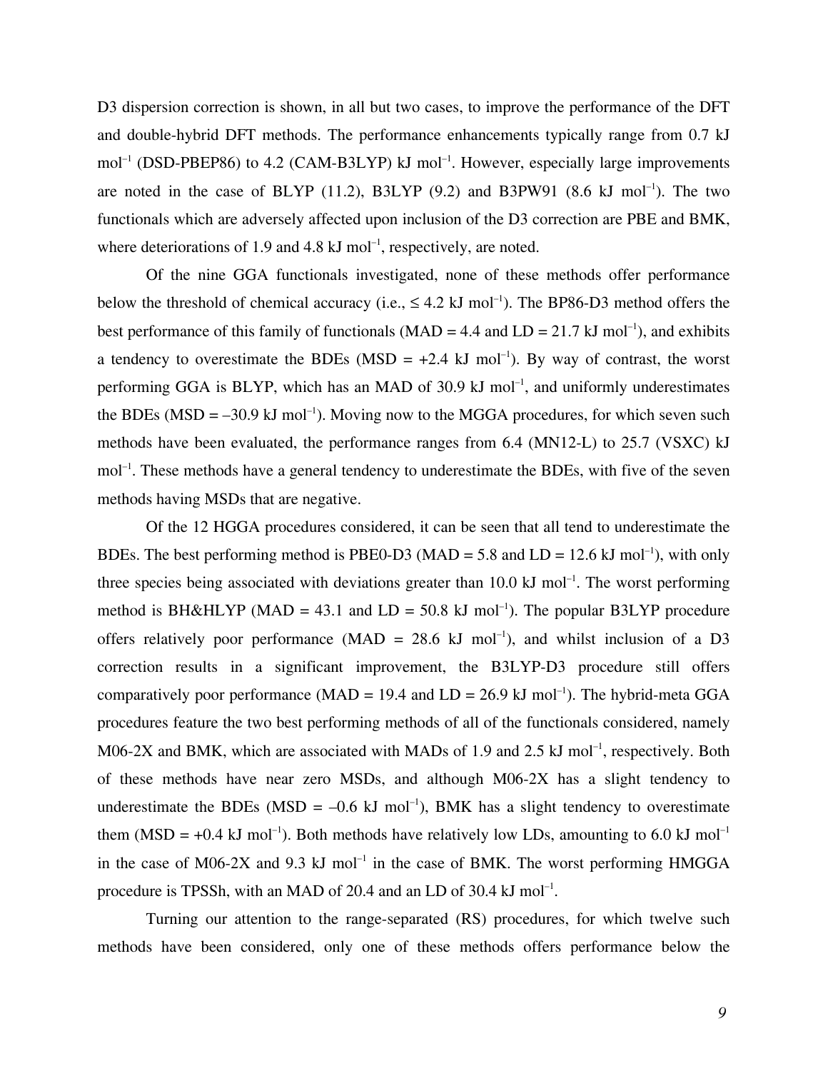D3 dispersion correction is shown, in all but two cases, to improve the performance of the DFT and double-hybrid DFT methods. The performance enhancements typically range from 0.7 kJ mol$^{-1}$ (DSD-PBEP86) to 4.2 (CAM-B3LYP) kJ mol$^{-1}$. However, especially large improvements are noted in the case of BLYP (11.2), B3LYP (9.2) and B3PW91 (8.6 kJ mol$^{-1}$). The two functionals which are adversely affected upon inclusion of the D3 correction are PBE and BMK, where deteriorations of 1.9 and 4.8 kJ mol$^{-1}$, respectively, are noted.

Of the nine GGA functionals investigated, none of these methods offer performance below the threshold of chemical accuracy (i.e., $\leq$ 4.2 kJ mol$^{-1}$). The BP86-D3 method offers the best performance of this family of functionals (MAD = 4.4 and LD = 21.7 kJ mol$^{-1}$), and exhibits a tendency to overestimate the BDEs (MSD = +2.4 kJ mol$^{-1}$). By way of contrast, the worst performing GGA is BLYP, which has an MAD of 30.9 kJ mol$^{-1}$, and uniformly underestimates the BDEs (MSD = –30.9 kJ mol$^{-1}$). Moving now to the MGGA procedures, for which seven such methods have been evaluated, the performance ranges from 6.4 (MN12-L) to 25.7 (VSXC) kJ mol$^{-1}$. These methods have a general tendency to underestimate the BDEs, with five of the seven methods having MSDs that are negative.

Of the 12 HGGA procedures considered, it can be seen that all tend to underestimate the BDEs. The best performing method is PBE0-D3 (MAD = 5.8 and LD = 12.6 kJ mol$^{-1}$), with only three species being associated with deviations greater than 10.0 kJ mol$^{-1}$. The worst performing method is BH&HLYP (MAD = 43.1 and LD = 50.8 kJ mol$^{-1}$). The popular B3LYP procedure offers relatively poor performance (MAD = 28.6 kJ mol$^{-1}$), and whilst inclusion of a D3 correction results in a significant improvement, the B3LYP-D3 procedure still offers comparatively poor performance (MAD = 19.4 and LD = 26.9 kJ mol$^{-1}$). The hybrid-meta GGA procedures feature the two best performing methods of all of the functionals considered, namely M06-2X and BMK, which are associated with MADs of 1.9 and 2.5 kJ mol$^{-1}$, respectively. Both of these methods have near zero MSDs, and although M06-2X has a slight tendency to underestimate the BDEs (MSD = –0.6 kJ mol$^{-1}$), BMK has a slight tendency to overestimate them (MSD = +0.4 kJ mol$^{-1}$). Both methods have relatively low LDs, amounting to 6.0 kJ mol$^{-1}$ in the case of M06-2X and 9.3 kJ mol$^{-1}$ in the case of BMK. The worst performing HMGGA procedure is TPSSh, with an MAD of 20.4 and an LD of 30.4 kJ mol$^{-1}$.

Turning our attention to the range-separated (RS) procedures, for which twelve such methods have been considered, only one of these methods offers performance below the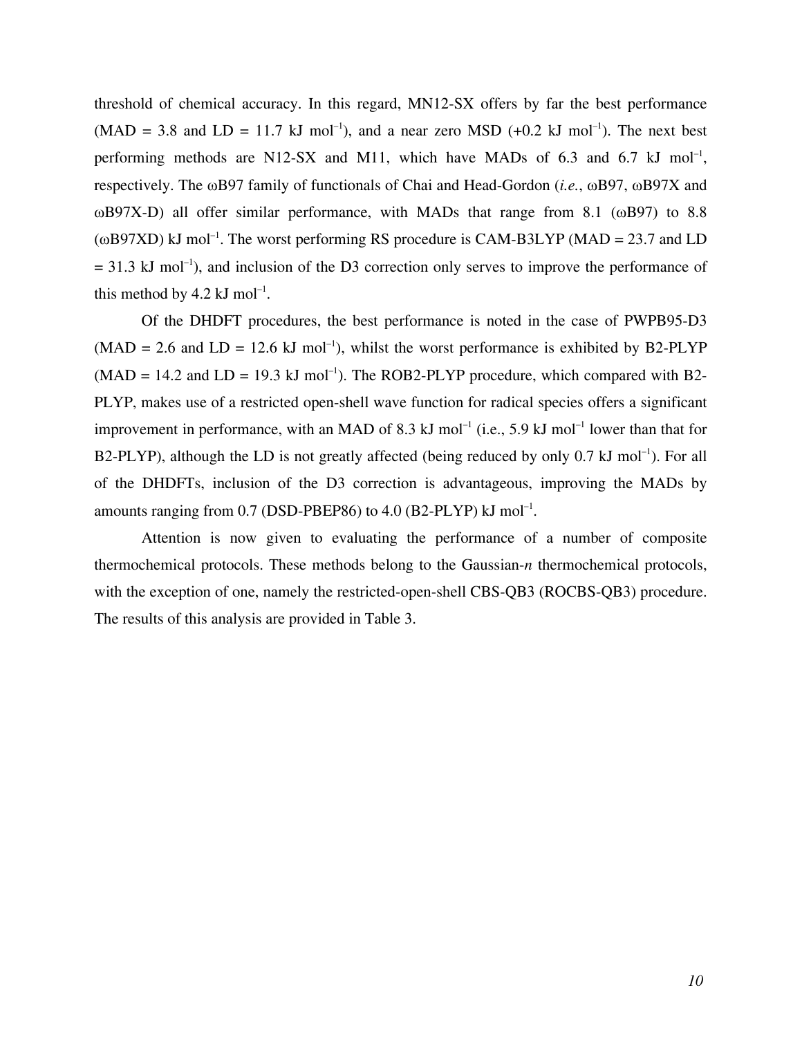threshold of chemical accuracy. In this regard, MN12-SX offers by far the best performance (MAD = 3.8 and LD = 11.7 kJ mol$^{-1}$), and a near zero MSD (+0.2 kJ mol$^{-1}$). The next best performing methods are N12-SX and M11, which have MADs of 6.3 and 6.7 kJ mol$^{-1}$, respectively. The ωB97 family of functionals of Chai and Head-Gordon (*i.e.*, ωB97, ωB97X and ωB97X-D) all offer similar performance, with MADs that range from 8.1 (ωB97) to 8.8 (ωB97XD) kJ mol$^{-1}$. The worst performing RS procedure is CAM-B3LYP (MAD = 23.7 and LD = 31.3 kJ mol$^{-1}$), and inclusion of the D3 correction only serves to improve the performance of this method by 4.2 kJ mol$^{-1}$.

Of the DHDFT procedures, the best performance is noted in the case of PWPB95-D3 (MAD = 2.6 and LD = 12.6 kJ mol$^{-1}$), whilst the worst performance is exhibited by B2-PLYP (MAD = 14.2 and LD = 19.3 kJ mol$^{-1}$). The ROB2-PLYP procedure, which compared with B2-PLYP, makes use of a restricted open-shell wave function for radical species offers a significant improvement in performance, with an MAD of 8.3 kJ mol$^{-1}$ (i.e., 5.9 kJ mol$^{-1}$ lower than that for B2-PLYP), although the LD is not greatly affected (being reduced by only 0.7 kJ mol$^{-1}$). For all of the DHDFTs, inclusion of the D3 correction is advantageous, improving the MADs by amounts ranging from 0.7 (DSD-PBEP86) to 4.0 (B2-PLYP) kJ mol$^{-1}$.

Attention is now given to evaluating the performance of a number of composite thermochemical protocols. These methods belong to the Gaussian-*n* thermochemical protocols, with the exception of one, namely the restricted-open-shell CBS-QB3 (ROCBS-QB3) procedure. The results of this analysis are provided in Table 3.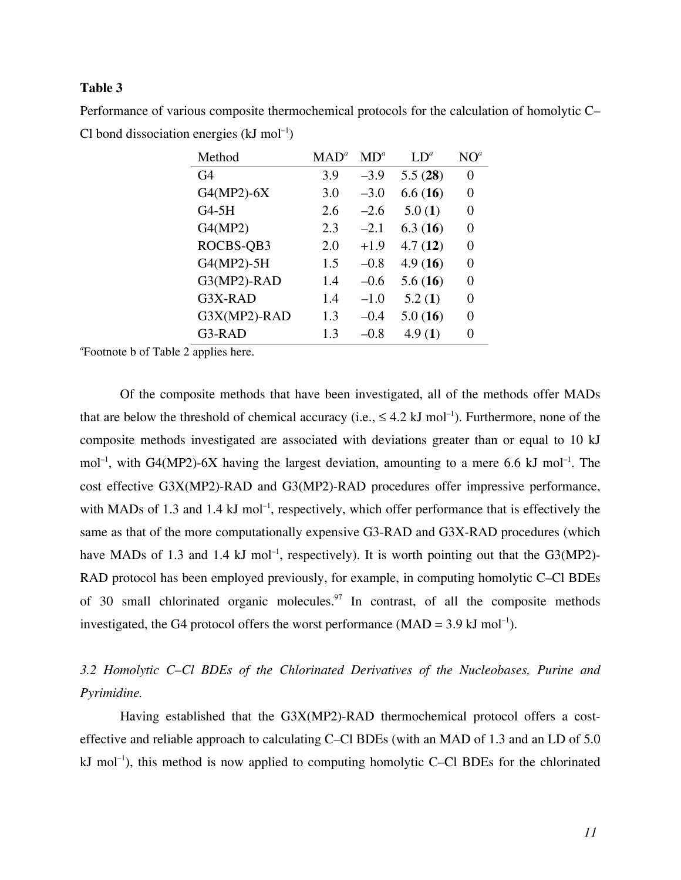**Table 3**

Performance of various composite thermochemical protocols for the calculation of homolytic C–Cl bond dissociation energies (kJ mol$^{-1}$)

| Method | MAD[a] | MD[a] | LD[a] | NO[a] |
|---|---|---|---|---|
| G4 | 3.9 | –3.9 | 5.5 (**28**) | 0 |
| G4(MP2)-6X | 3.0 | –3.0 | 6.6 (**16**) | 0 |
| G4-5H | 2.6 | –2.6 | 5.0 (**1**) | 0 |
| G4(MP2) | 2.3 | –2.1 | 6.3 (**16**) | 0 |
| ROCBS-QB3 | 2.0 | +1.9 | 4.7 (**12**) | 0 |
| G4(MP2)-5H | 1.5 | –0.8 | 4.9 (**16**) | 0 |
| G3(MP2)-RAD | 1.4 | –0.6 | 5.6 (**16**) | 0 |
| G3X-RAD | 1.4 | –1.0 | 5.2 (**1**) | 0 |
| G3X(MP2)-RAD | 1.3 | –0.4 | 5.0 (**16**) | 0 |
| G3-RAD | 1.3 | –0.8 | 4.9 (**1**) | 0 |

[a]Footnote b of Table 2 applies here.

Of the composite methods that have been investigated, all of the methods offer MADs that are below the threshold of chemical accuracy (i.e., ≤ 4.2 kJ mol$^{-1}$). Furthermore, none of the composite methods investigated are associated with deviations greater than or equal to 10 kJ mol$^{-1}$, with G4(MP2)-6X having the largest deviation, amounting to a mere 6.6 kJ mol$^{-1}$. The cost effective G3X(MP2)-RAD and G3(MP2)-RAD procedures offer impressive performance, with MADs of 1.3 and 1.4 kJ mol$^{-1}$, respectively, which offer performance that is effectively the same as that of the more computationally expensive G3-RAD and G3X-RAD procedures (which have MADs of 1.3 and 1.4 kJ mol$^{-1}$, respectively). It is worth pointing out that the G3(MP2)-RAD protocol has been employed previously, for example, in computing homolytic C–Cl BDEs of 30 small chlorinated organic molecules.[97] In contrast, of all the composite methods investigated, the G4 protocol offers the worst performance (MAD = 3.9 kJ mol$^{-1}$).

### *3.2 Homolytic C–Cl BDEs of the Chlorinated Derivatives of the Nucleobases, Purine and Pyrimidine.*

Having established that the G3X(MP2)-RAD thermochemical protocol offers a cost-effective and reliable approach to calculating C–Cl BDEs (with an MAD of 1.3 and an LD of 5.0 kJ mol$^{-1}$), this method is now applied to computing homolytic C–Cl BDEs for the chlorinated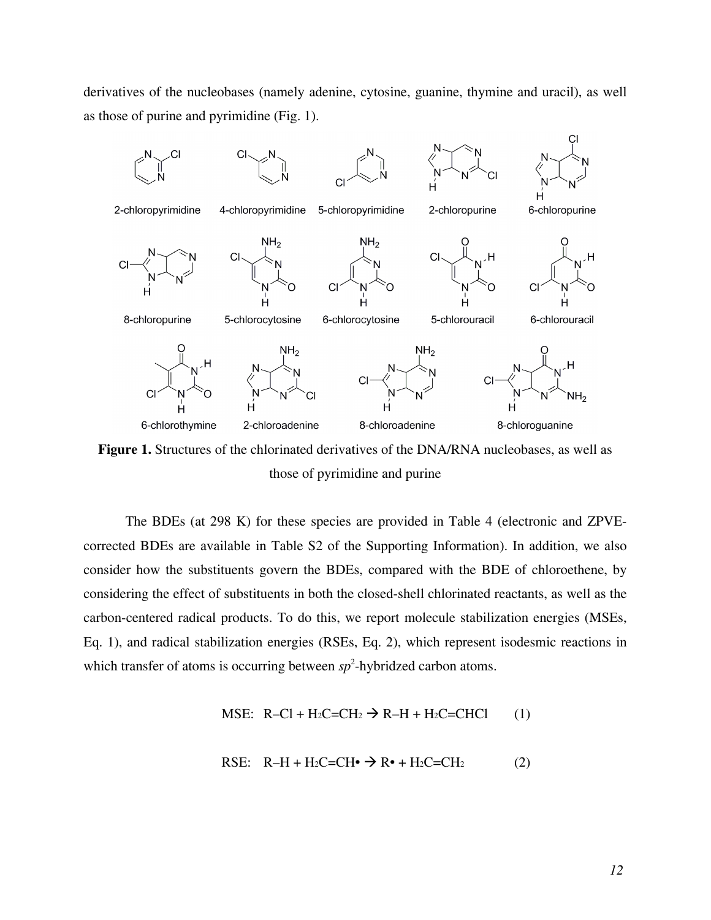derivatives of the nucleobases (namely adenine, cytosine, guanine, thymine and uracil), as well as those of purine and pyrimidine (Fig. 1).

**Figure 1.** Structures of the chlorinated derivatives of the DNA/RNA nucleobases, as well as those of pyrimidine and purine

The BDEs (at 298 K) for these species are provided in Table 4 (electronic and ZPVE-corrected BDEs are available in Table S2 of the Supporting Information). In addition, we also consider how the substituents govern the BDEs, compared with the BDE of chloroethene, by considering the effect of substituents in both the closed-shell chlorinated reactants, as well as the carbon-centered radical products. To do this, we report molecule stabilization energies (MSEs, Eq. 1), and radical stabilization energies (RSEs, Eq. 2), which represent isodesmic reactions in which transfer of atoms is occurring between $sp^2$-hybridzed carbon atoms.

$$\text{MSE:}\quad \text{R–Cl} + \text{H}_2\text{C=CH}_2 \rightarrow \text{R–H} + \text{H}_2\text{C=CHCl} \qquad (1)$$

$$\text{RSE:}\quad \text{R–H} + \text{H}_2\text{C=CH}\bullet \rightarrow \text{R}\bullet + \text{H}_2\text{C=CH}_2 \qquad (2)$$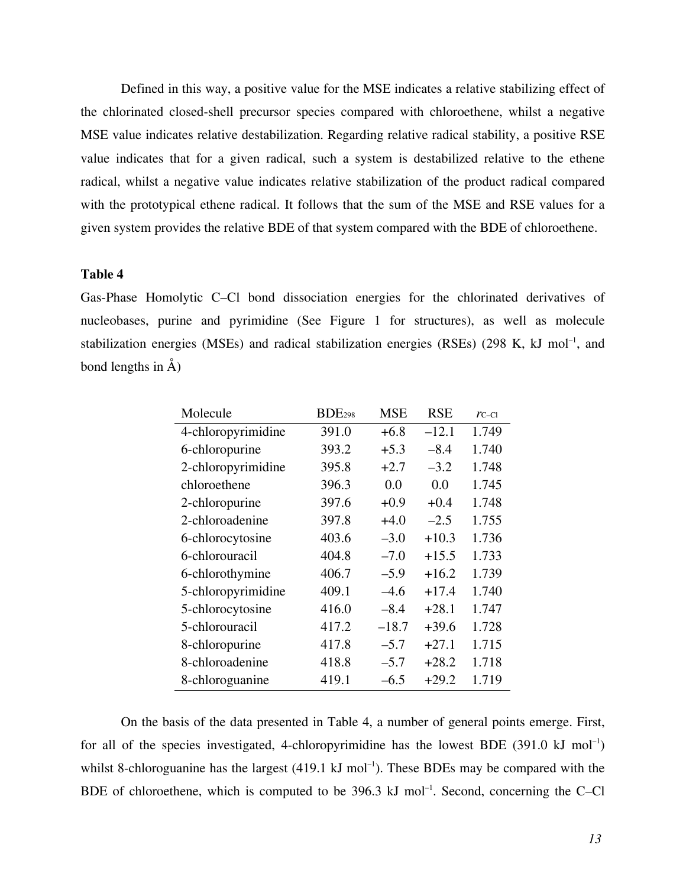Defined in this way, a positive value for the MSE indicates a relative stabilizing effect of the chlorinated closed-shell precursor species compared with chloroethene, whilst a negative MSE value indicates relative destabilization. Regarding relative radical stability, a positive RSE value indicates that for a given radical, such a system is destabilized relative to the ethene radical, whilst a negative value indicates relative stabilization of the product radical compared with the prototypical ethene radical. It follows that the sum of the MSE and RSE values for a given system provides the relative BDE of that system compared with the BDE of chloroethene.

**Table 4**

Gas-Phase Homolytic C–Cl bond dissociation energies for the chlorinated derivatives of nucleobases, purine and pyrimidine (See Figure 1 for structures), as well as molecule stabilization energies (MSEs) and radical stabilization energies (RSEs) (298 K, kJ mol$^{-1}$, and bond lengths in Å)

| Molecule | $BDE_{298}$ | MSE | RSE | $r_{C–Cl}$ |
|---|---|---|---|---|
| 4-chloropyrimidine | 391.0 | +6.8 | –12.1 | 1.749 |
| 6-chloropurine | 393.2 | +5.3 | –8.4 | 1.740 |
| 2-chloropyrimidine | 395.8 | +2.7 | –3.2 | 1.748 |
| chloroethene | 396.3 | 0.0 | 0.0 | 1.745 |
| 2-chloropurine | 397.6 | +0.9 | +0.4 | 1.748 |
| 2-chloroadenine | 397.8 | +4.0 | –2.5 | 1.755 |
| 6-chlorocytosine | 403.6 | –3.0 | +10.3 | 1.736 |
| 6-chlorouracil | 404.8 | –7.0 | +15.5 | 1.733 |
| 6-chlorothymine | 406.7 | –5.9 | +16.2 | 1.739 |
| 5-chloropyrimidine | 409.1 | –4.6 | +17.4 | 1.740 |
| 5-chlorocytosine | 416.0 | –8.4 | +28.1 | 1.747 |
| 5-chlorouracil | 417.2 | –18.7 | +39.6 | 1.728 |
| 8-chloropurine | 417.8 | –5.7 | +27.1 | 1.715 |
| 8-chloroadenine | 418.8 | –5.7 | +28.2 | 1.718 |
| 8-chloroguanine | 419.1 | –6.5 | +29.2 | 1.719 |

On the basis of the data presented in Table 4, a number of general points emerge. First, for all of the species investigated, 4-chloropyrimidine has the lowest BDE (391.0 kJ mol$^{-1}$) whilst 8-chloroguanine has the largest (419.1 kJ mol$^{-1}$). These BDEs may be compared with the BDE of chloroethene, which is computed to be 396.3 kJ mol$^{-1}$. Second, concerning the C–Cl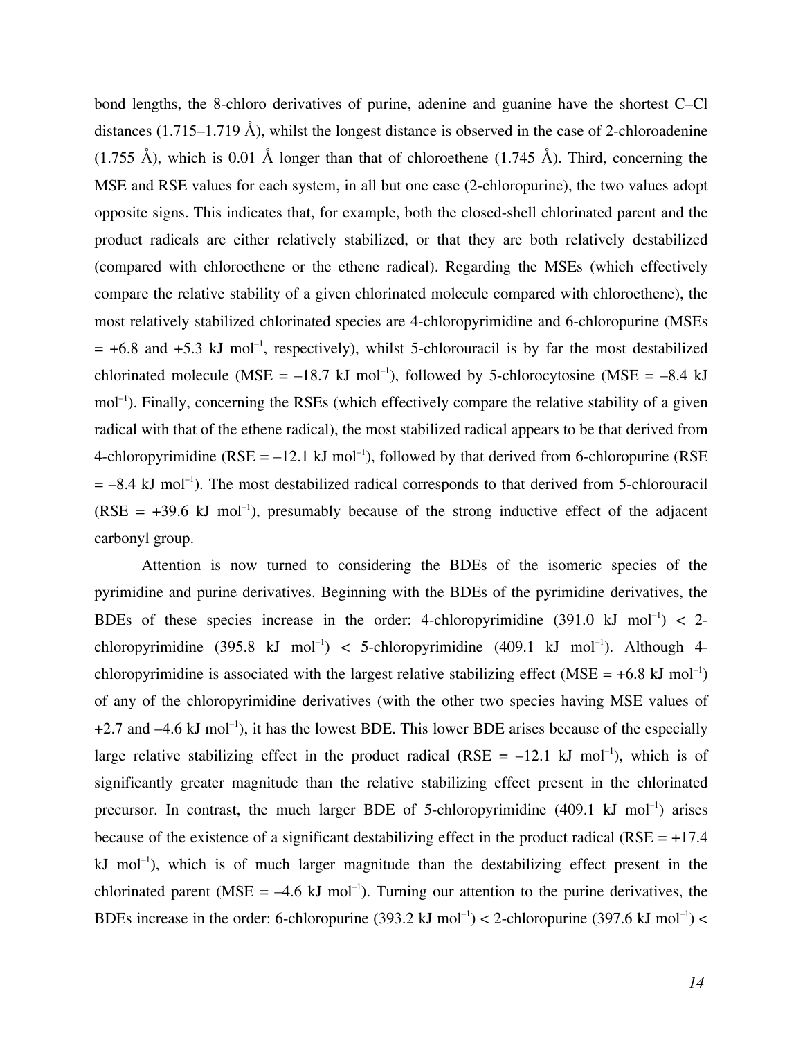bond lengths, the 8-chloro derivatives of purine, adenine and guanine have the shortest C–Cl distances (1.715–1.719 Å), whilst the longest distance is observed in the case of 2-chloroadenine (1.755 Å), which is 0.01 Å longer than that of chloroethene (1.745 Å). Third, concerning the MSE and RSE values for each system, in all but one case (2-chloropurine), the two values adopt opposite signs. This indicates that, for example, both the closed-shell chlorinated parent and the product radicals are either relatively stabilized, or that they are both relatively destabilized (compared with chloroethene or the ethene radical). Regarding the MSEs (which effectively compare the relative stability of a given chlorinated molecule compared with chloroethene), the most relatively stabilized chlorinated species are 4-chloropyrimidine and 6-chloropurine (MSEs = +6.8 and +5.3 kJ mol$^{-1}$, respectively), whilst 5-chlorouracil is by far the most destabilized chlorinated molecule (MSE = –18.7 kJ mol$^{-1}$), followed by 5-chlorocytosine (MSE = –8.4 kJ mol$^{-1}$). Finally, concerning the RSEs (which effectively compare the relative stability of a given radical with that of the ethene radical), the most stabilized radical appears to be that derived from 4-chloropyrimidine (RSE = –12.1 kJ mol$^{-1}$), followed by that derived from 6-chloropurine (RSE = –8.4 kJ mol$^{-1}$). The most destabilized radical corresponds to that derived from 5-chlorouracil (RSE = +39.6 kJ mol$^{-1}$), presumably because of the strong inductive effect of the adjacent carbonyl group.

Attention is now turned to considering the BDEs of the isomeric species of the pyrimidine and purine derivatives. Beginning with the BDEs of the pyrimidine derivatives, the BDEs of these species increase in the order: 4-chloropyrimidine (391.0 kJ mol$^{-1}$) < 2-chloropyrimidine (395.8 kJ mol$^{-1}$) < 5-chloropyrimidine (409.1 kJ mol$^{-1}$). Although 4-chloropyrimidine is associated with the largest relative stabilizing effect (MSE = +6.8 kJ mol$^{-1}$) of any of the chloropyrimidine derivatives (with the other two species having MSE values of +2.7 and –4.6 kJ mol$^{-1}$), it has the lowest BDE. This lower BDE arises because of the especially large relative stabilizing effect in the product radical (RSE = –12.1 kJ mol$^{-1}$), which is of significantly greater magnitude than the relative stabilizing effect present in the chlorinated precursor. In contrast, the much larger BDE of 5-chloropyrimidine (409.1 kJ mol$^{-1}$) arises because of the existence of a significant destabilizing effect in the product radical (RSE = +17.4 kJ mol$^{-1}$), which is of much larger magnitude than the destabilizing effect present in the chlorinated parent (MSE = –4.6 kJ mol$^{-1}$). Turning our attention to the purine derivatives, the BDEs increase in the order: 6-chloropurine (393.2 kJ mol$^{-1}$) < 2-chloropurine (397.6 kJ mol$^{-1}$) <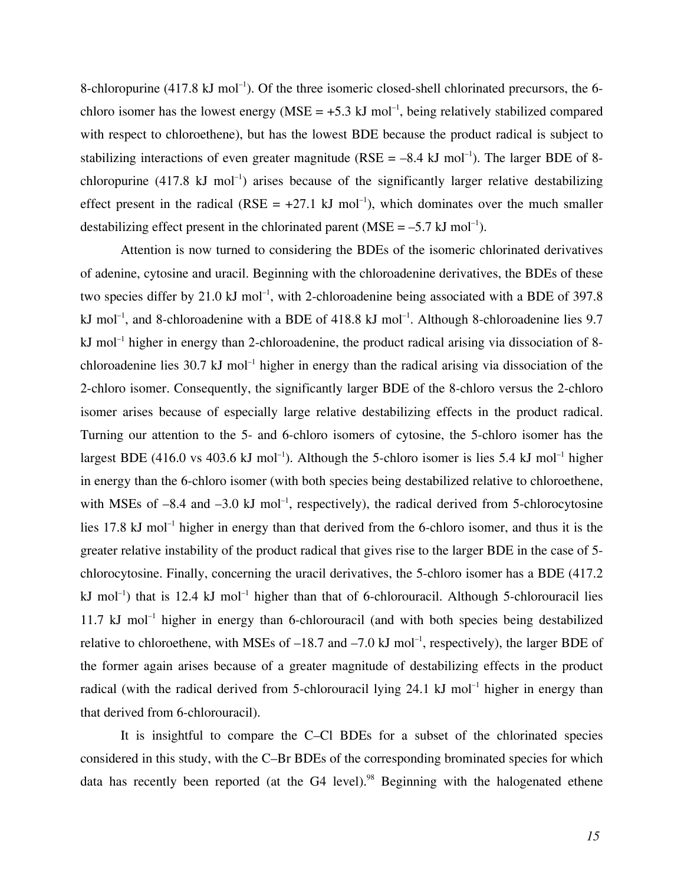8-chloropurine (417.8 kJ mol$^{-1}$). Of the three isomeric closed-shell chlorinated precursors, the 6-chloro isomer has the lowest energy (MSE = +5.3 kJ mol$^{-1}$, being relatively stabilized compared with respect to chloroethene), but has the lowest BDE because the product radical is subject to stabilizing interactions of even greater magnitude (RSE = –8.4 kJ mol$^{-1}$). The larger BDE of 8-chloropurine (417.8 kJ mol$^{-1}$) arises because of the significantly larger relative destabilizing effect present in the radical (RSE = +27.1 kJ mol$^{-1}$), which dominates over the much smaller destabilizing effect present in the chlorinated parent (MSE = –5.7 kJ mol$^{-1}$).

Attention is now turned to considering the BDEs of the isomeric chlorinated derivatives of adenine, cytosine and uracil. Beginning with the chloroadenine derivatives, the BDEs of these two species differ by 21.0 kJ mol$^{-1}$, with 2-chloroadenine being associated with a BDE of 397.8 kJ mol$^{-1}$, and 8-chloroadenine with a BDE of 418.8 kJ mol$^{-1}$. Although 8-chloroadenine lies 9.7 kJ mol$^{-1}$ higher in energy than 2-chloroadenine, the product radical arising via dissociation of 8-chloroadenine lies 30.7 kJ mol$^{-1}$ higher in energy than the radical arising via dissociation of the 2-chloro isomer. Consequently, the significantly larger BDE of the 8-chloro versus the 2-chloro isomer arises because of especially large relative destabilizing effects in the product radical. Turning our attention to the 5- and 6-chloro isomers of cytosine, the 5-chloro isomer has the largest BDE (416.0 vs 403.6 kJ mol$^{-1}$). Although the 5-chloro isomer is lies 5.4 kJ mol$^{-1}$ higher in energy than the 6-chloro isomer (with both species being destabilized relative to chloroethene, with MSEs of –8.4 and –3.0 kJ mol$^{-1}$, respectively), the radical derived from 5-chlorocytosine lies 17.8 kJ mol$^{-1}$ higher in energy than that derived from the 6-chloro isomer, and thus it is the greater relative instability of the product radical that gives rise to the larger BDE in the case of 5-chlorocytosine. Finally, concerning the uracil derivatives, the 5-chloro isomer has a BDE (417.2 kJ mol$^{-1}$) that is 12.4 kJ mol$^{-1}$ higher than that of 6-chlorouracil. Although 5-chlorouracil lies 11.7 kJ mol$^{-1}$ higher in energy than 6-chlorouracil (and with both species being destabilized relative to chloroethene, with MSEs of –18.7 and –7.0 kJ mol$^{-1}$, respectively), the larger BDE of the former again arises because of a greater magnitude of destabilizing effects in the product radical (with the radical derived from 5-chlorouracil lying 24.1 kJ mol$^{-1}$ higher in energy than that derived from 6-chlorouracil).

It is insightful to compare the C–Cl BDEs for a subset of the chlorinated species considered in this study, with the C–Br BDEs of the corresponding brominated species for which data has recently been reported (at the G4 level).[98] Beginning with the halogenated ethene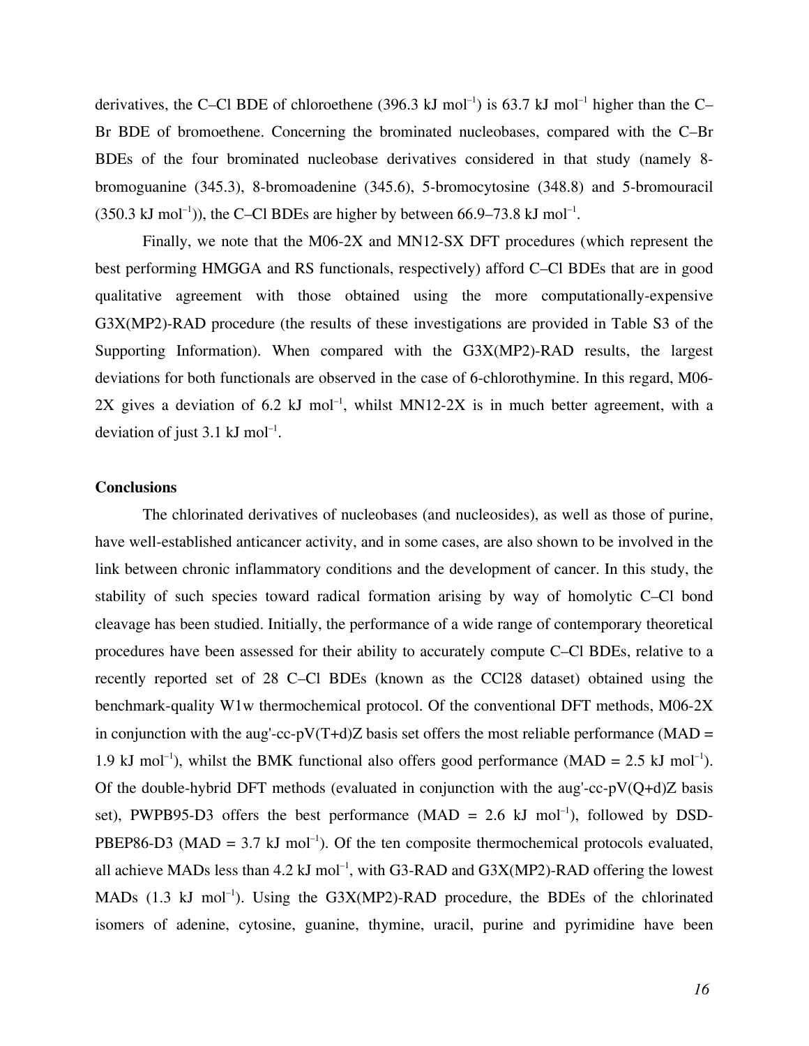derivatives, the C–Cl BDE of chloroethene (396.3 kJ mol$^{-1}$) is 63.7 kJ mol$^{-1}$ higher than the C–Br BDE of bromoethene. Concerning the brominated nucleobases, compared with the C–Br BDEs of the four brominated nucleobase derivatives considered in that study (namely 8-bromoguanine (345.3), 8-bromoadenine (345.6), 5-bromocytosine (348.8) and 5-bromouracil (350.3 kJ mol$^{-1}$)), the C–Cl BDEs are higher by between 66.9–73.8 kJ mol$^{-1}$.

Finally, we note that the M06-2X and MN12-SX DFT procedures (which represent the best performing HMGGA and RS functionals, respectively) afford C–Cl BDEs that are in good qualitative agreement with those obtained using the more computationally-expensive G3X(MP2)-RAD procedure (the results of these investigations are provided in Table S3 of the Supporting Information). When compared with the G3X(MP2)-RAD results, the largest deviations for both functionals are observed in the case of 6-chlorothymine. In this regard, M06-2X gives a deviation of 6.2 kJ mol$^{-1}$, whilst MN12-2X is in much better agreement, with a deviation of just 3.1 kJ mol$^{-1}$.

## Conclusions

The chlorinated derivatives of nucleobases (and nucleosides), as well as those of purine, have well-established anticancer activity, and in some cases, are also shown to be involved in the link between chronic inflammatory conditions and the development of cancer. In this study, the stability of such species toward radical formation arising by way of homolytic C–Cl bond cleavage has been studied. Initially, the performance of a wide range of contemporary theoretical procedures have been assessed for their ability to accurately compute C–Cl BDEs, relative to a recently reported set of 28 C–Cl BDEs (known as the CCl28 dataset) obtained using the benchmark-quality W1w thermochemical protocol. Of the conventional DFT methods, M06-2X in conjunction with the aug'-cc-pV(T+d)Z basis set offers the most reliable performance (MAD = 1.9 kJ mol$^{-1}$), whilst the BMK functional also offers good performance (MAD = 2.5 kJ mol$^{-1}$). Of the double-hybrid DFT methods (evaluated in conjunction with the aug'-cc-pV(Q+d)Z basis set), PWPB95-D3 offers the best performance (MAD = 2.6 kJ mol$^{-1}$), followed by DSD-PBEP86-D3 (MAD = 3.7 kJ mol$^{-1}$). Of the ten composite thermochemical protocols evaluated, all achieve MADs less than 4.2 kJ mol$^{-1}$, with G3-RAD and G3X(MP2)-RAD offering the lowest MADs (1.3 kJ mol$^{-1}$). Using the G3X(MP2)-RAD procedure, the BDEs of the chlorinated isomers of adenine, cytosine, guanine, thymine, uracil, purine and pyrimidine have been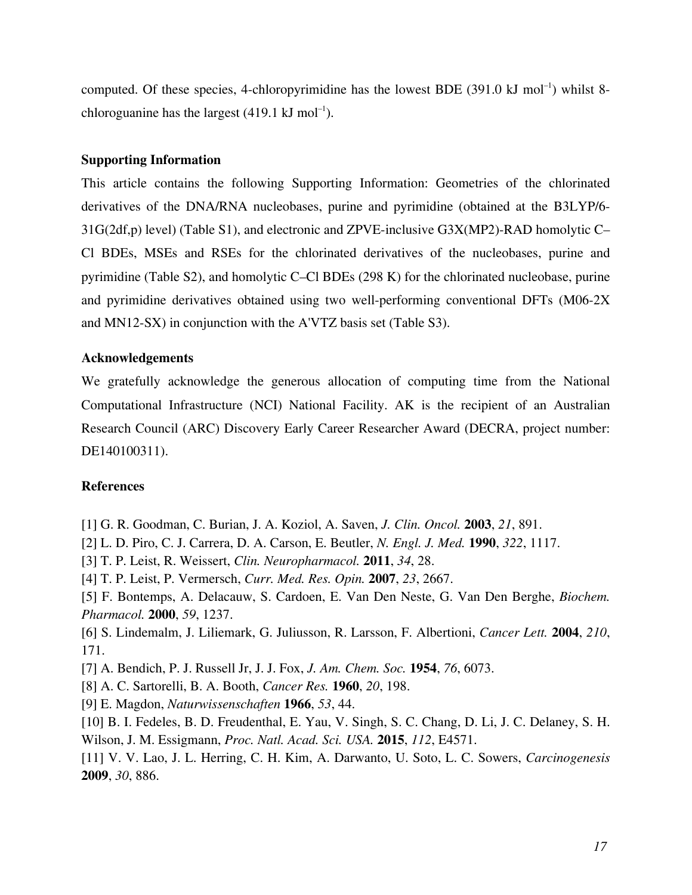computed. Of these species, 4-chloropyrimidine has the lowest BDE (391.0 kJ mol$^{-1}$) whilst 8-chloroguanine has the largest (419.1 kJ mol$^{-1}$).

### Supporting Information

This article contains the following Supporting Information: Geometries of the chlorinated derivatives of the DNA/RNA nucleobases, purine and pyrimidine (obtained at the B3LYP/6-31G(2df,p) level) (Table S1), and electronic and ZPVE-inclusive G3X(MP2)-RAD homolytic C–Cl BDEs, MSEs and RSEs for the chlorinated derivatives of the nucleobases, purine and pyrimidine (Table S2), and homolytic C–Cl BDEs (298 K) for the chlorinated nucleobase, purine and pyrimidine derivatives obtained using two well-performing conventional DFTs (M06-2X and MN12-SX) in conjunction with the A'VTZ basis set (Table S3).

### Acknowledgements

We gratefully acknowledge the generous allocation of computing time from the National Computational Infrastructure (NCI) National Facility. AK is the recipient of an Australian Research Council (ARC) Discovery Early Career Researcher Award (DECRA, project number: DE140100311).

### References

[1] G. R. Goodman, C. Burian, J. A. Koziol, A. Saven, *J. Clin. Oncol.* **2003**, *21*, 891.

[2] L. D. Piro, C. J. Carrera, D. A. Carson, E. Beutler, *N. Engl. J. Med.* **1990**, *322*, 1117.

[3] T. P. Leist, R. Weissert, *Clin. Neuropharmacol.* **2011**, *34*, 28.

[4] T. P. Leist, P. Vermersch, *Curr. Med. Res. Opin.* **2007**, *23*, 2667.

[5] F. Bontemps, A. Delacauw, S. Cardoen, E. Van Den Neste, G. Van Den Berghe, *Biochem. Pharmacol.* **2000**, *59*, 1237.

[6] S. Lindemalm, J. Liliemark, G. Juliusson, R. Larsson, F. Albertioni, *Cancer Lett.* **2004**, *210*, 171.

[7] A. Bendich, P. J. Russell Jr, J. J. Fox, *J. Am. Chem. Soc.* **1954**, *76*, 6073.

[8] A. C. Sartorelli, B. A. Booth, *Cancer Res.* **1960**, *20*, 198.

[9] E. Magdon, *Naturwissenschaften* **1966**, *53*, 44.

[10] B. I. Fedeles, B. D. Freudenthal, E. Yau, V. Singh, S. C. Chang, D. Li, J. C. Delaney, S. H. Wilson, J. M. Essigmann, *Proc. Natl. Acad. Sci. USA.* **2015**, *112*, E4571.

[11] V. V. Lao, J. L. Herring, C. H. Kim, A. Darwanto, U. Soto, L. C. Sowers, *Carcinogenesis* **2009**, *30*, 886.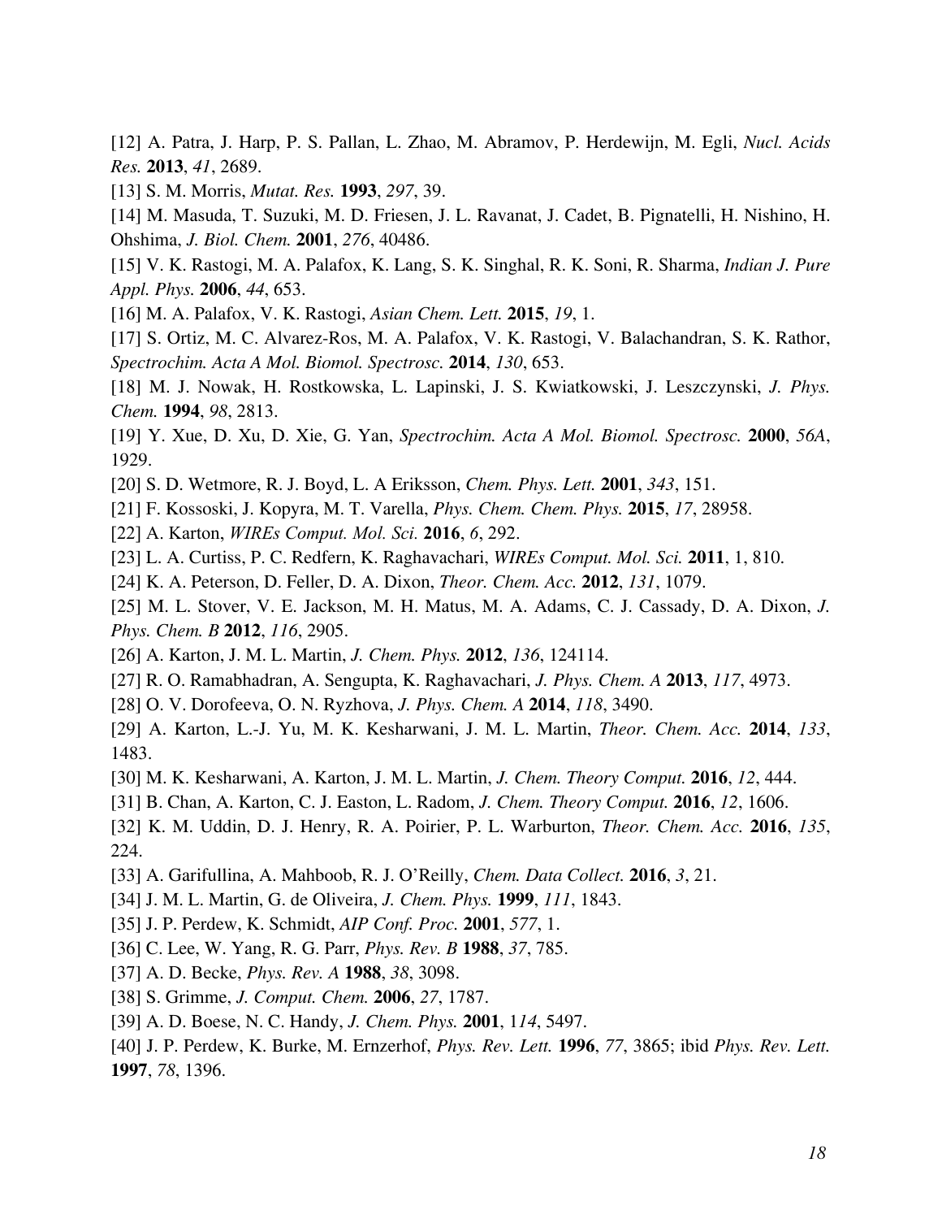[12] A. Patra, J. Harp, P. S. Pallan, L. Zhao, M. Abramov, P. Herdewijn, M. Egli, *Nucl. Acids Res.* **2013**, *41*, 2689.

[13] S. M. Morris, *Mutat. Res.* **1993**, *297*, 39.

[14] M. Masuda, T. Suzuki, M. D. Friesen, J. L. Ravanat, J. Cadet, B. Pignatelli, H. Nishino, H. Ohshima, *J. Biol. Chem.* **2001**, *276*, 40486.

[15] V. K. Rastogi, M. A. Palafox, K. Lang, S. K. Singhal, R. K. Soni, R. Sharma, *Indian J. Pure Appl. Phys.* **2006**, *44*, 653.

[16] M. A. Palafox, V. K. Rastogi, *Asian Chem. Lett.* **2015**, *19*, 1.

[17] S. Ortiz, M. C. Alvarez-Ros, M. A. Palafox, V. K. Rastogi, V. Balachandran, S. K. Rathor, *Spectrochim. Acta A Mol. Biomol. Spectrosc.* **2014**, *130*, 653.

[18] M. J. Nowak, H. Rostkowska, L. Lapinski, J. S. Kwiatkowski, J. Leszczynski, *J. Phys. Chem.* **1994**, *98*, 2813.

[19] Y. Xue, D. Xu, D. Xie, G. Yan, *Spectrochim. Acta A Mol. Biomol. Spectrosc.* **2000**, *56A*, 1929.

[20] S. D. Wetmore, R. J. Boyd, L. A Eriksson, *Chem. Phys. Lett.* **2001**, *343*, 151.

[21] F. Kossoski, J. Kopyra, M. T. Varella, *Phys. Chem. Chem. Phys.* **2015**, *17*, 28958.

[22] A. Karton, *WIREs Comput. Mol. Sci.* **2016**, *6*, 292.

[23] L. A. Curtiss, P. C. Redfern, K. Raghavachari, *WIREs Comput. Mol. Sci.* **2011**, 1, 810.

[24] K. A. Peterson, D. Feller, D. A. Dixon, *Theor. Chem. Acc.* **2012**, *131*, 1079.

[25] M. L. Stover, V. E. Jackson, M. H. Matus, M. A. Adams, C. J. Cassady, D. A. Dixon, *J. Phys. Chem. B* **2012**, *116*, 2905.

[26] A. Karton, J. M. L. Martin, *J. Chem. Phys.* **2012**, *136*, 124114.

[27] R. O. Ramabhadran, A. Sengupta, K. Raghavachari, *J. Phys. Chem. A* **2013**, *117*, 4973.

[28] O. V. Dorofeeva, O. N. Ryzhova, *J. Phys. Chem. A* **2014**, *118*, 3490.

[29] A. Karton, L.-J. Yu, M. K. Kesharwani, J. M. L. Martin, *Theor. Chem. Acc.* **2014**, *133*, 1483.

[30] M. K. Kesharwani, A. Karton, J. M. L. Martin, *J. Chem. Theory Comput.* **2016**, *12*, 444.

[31] B. Chan, A. Karton, C. J. Easton, L. Radom, *J. Chem. Theory Comput.* **2016**, *12*, 1606.

[32] K. M. Uddin, D. J. Henry, R. A. Poirier, P. L. Warburton, *Theor. Chem. Acc.* **2016**, *135*, 224.

[33] A. Garifullina, A. Mahboob, R. J. O'Reilly, *Chem. Data Collect.* **2016**, *3*, 21.

[34] J. M. L. Martin, G. de Oliveira, *J. Chem. Phys.* **1999**, *111*, 1843.

[35] J. P. Perdew, K. Schmidt, *AIP Conf. Proc.* **2001**, *577*, 1.

[36] C. Lee, W. Yang, R. G. Parr, *Phys. Rev. B* **1988**, *37*, 785.

[37] A. D. Becke, *Phys. Rev. A* **1988**, *38*, 3098.

[38] S. Grimme, *J. Comput. Chem.* **2006**, *27*, 1787.

[39] A. D. Boese, N. C. Handy, *J. Chem. Phys.* **2001**, 1*14*, 5497.

[40] J. P. Perdew, K. Burke, M. Ernzerhof, *Phys. Rev. Lett.* **1996**, *77*, 3865; ibid *Phys. Rev. Lett.* **1997**, *78*, 1396.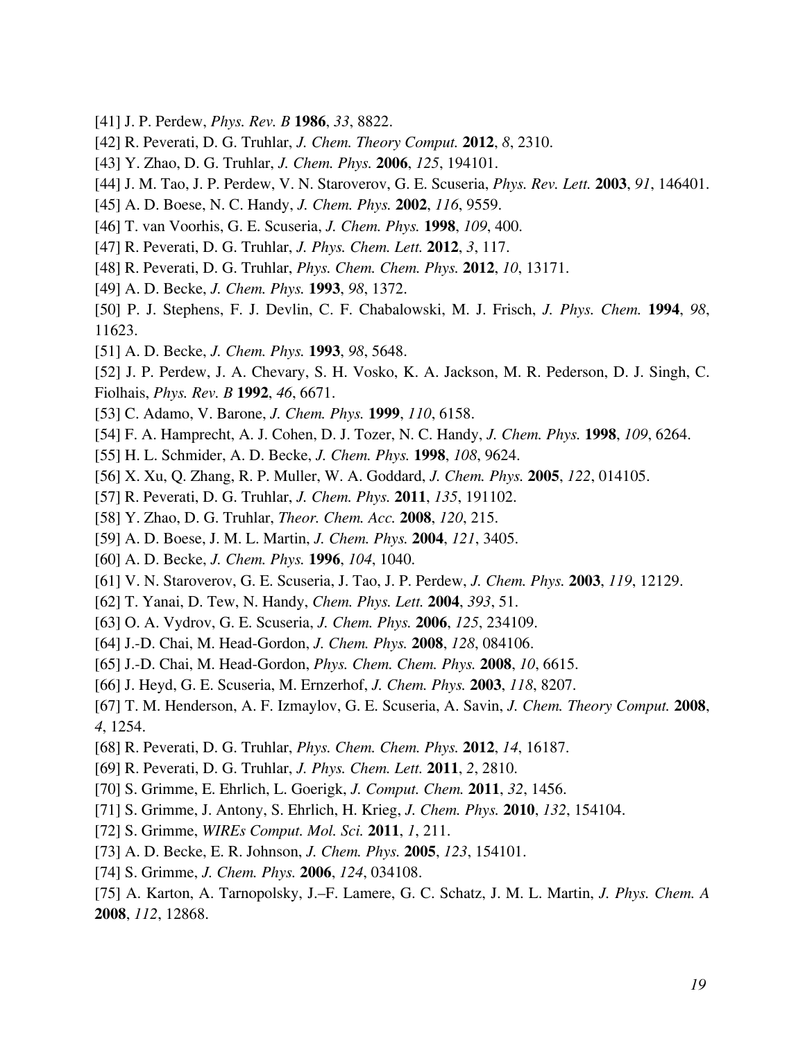[41] J. P. Perdew, *Phys. Rev. B* **1986**, *33*, 8822.

[42] R. Peverati, D. G. Truhlar, *J. Chem. Theory Comput.* **2012**, *8*, 2310.

[43] Y. Zhao, D. G. Truhlar, *J. Chem. Phys.* **2006**, *125*, 194101.

[44] J. M. Tao, J. P. Perdew, V. N. Staroverov, G. E. Scuseria, *Phys. Rev. Lett.* **2003**, *91*, 146401.

[45] A. D. Boese, N. C. Handy, *J. Chem. Phys.* **2002**, *116*, 9559.

[46] T. van Voorhis, G. E. Scuseria, *J. Chem. Phys.* **1998**, *109*, 400.

[47] R. Peverati, D. G. Truhlar, *J. Phys. Chem. Lett.* **2012**, *3*, 117.

[48] R. Peverati, D. G. Truhlar, *Phys. Chem. Chem. Phys.* **2012**, *10*, 13171.

[49] A. D. Becke, *J. Chem. Phys.* **1993**, *98*, 1372.

[50] P. J. Stephens, F. J. Devlin, C. F. Chabalowski, M. J. Frisch, *J. Phys. Chem.* **1994**, *98*, 11623.

[51] A. D. Becke, *J. Chem. Phys.* **1993**, *98*, 5648.

[52] J. P. Perdew, J. A. Chevary, S. H. Vosko, K. A. Jackson, M. R. Pederson, D. J. Singh, C. Fiolhais, *Phys. Rev. B* **1992**, *46*, 6671.

[53] C. Adamo, V. Barone, *J. Chem. Phys.* **1999**, *110*, 6158.

[54] F. A. Hamprecht, A. J. Cohen, D. J. Tozer, N. C. Handy, *J. Chem. Phys.* **1998**, *109*, 6264.

[55] H. L. Schmider, A. D. Becke, *J. Chem. Phys.* **1998**, *108*, 9624.

[56] X. Xu, Q. Zhang, R. P. Muller, W. A. Goddard, *J. Chem. Phys.* **2005**, *122*, 014105.

[57] R. Peverati, D. G. Truhlar, *J. Chem. Phys.* **2011**, *135*, 191102.

[58] Y. Zhao, D. G. Truhlar, *Theor. Chem. Acc.* **2008**, *120*, 215.

[59] A. D. Boese, J. M. L. Martin, *J. Chem. Phys.* **2004**, *121*, 3405.

[60] A. D. Becke, *J. Chem. Phys.* **1996**, *104*, 1040.

[61] V. N. Staroverov, G. E. Scuseria, J. Tao, J. P. Perdew, *J. Chem. Phys.* **2003**, *119*, 12129.

[62] T. Yanai, D. Tew, N. Handy, *Chem. Phys. Lett.* **2004**, *393*, 51.

[63] O. A. Vydrov, G. E. Scuseria, *J. Chem. Phys.* **2006**, *125*, 234109.

[64] J.-D. Chai, M. Head-Gordon, *J. Chem. Phys.* **2008**, *128*, 084106.

[65] J.-D. Chai, M. Head-Gordon, *Phys. Chem. Chem. Phys.* **2008**, *10*, 6615.

[66] J. Heyd, G. E. Scuseria, M. Ernzerhof, *J. Chem. Phys.* **2003**, *118*, 8207.

[67] T. M. Henderson, A. F. Izmaylov, G. E. Scuseria, A. Savin, *J. Chem. Theory Comput.* **2008**, *4*, 1254.

[68] R. Peverati, D. G. Truhlar, *Phys. Chem. Chem. Phys.* **2012**, *14*, 16187.

[69] R. Peverati, D. G. Truhlar, *J. Phys. Chem. Lett.* **2011**, *2*, 2810.

[70] S. Grimme, E. Ehrlich, L. Goerigk, *J. Comput. Chem.* **2011**, *32*, 1456.

[71] S. Grimme, J. Antony, S. Ehrlich, H. Krieg, *J. Chem. Phys.* **2010**, *132*, 154104.

[72] S. Grimme, *WIREs Comput. Mol. Sci.* **2011**, *1*, 211.

[73] A. D. Becke, E. R. Johnson, *J. Chem. Phys.* **2005**, *123*, 154101.

[74] S. Grimme, *J. Chem. Phys.* **2006**, *124*, 034108.

[75] A. Karton, A. Tarnopolsky, J.–F. Lamere, G. C. Schatz, J. M. L. Martin, *J. Phys. Chem. A* **2008**, *112*, 12868.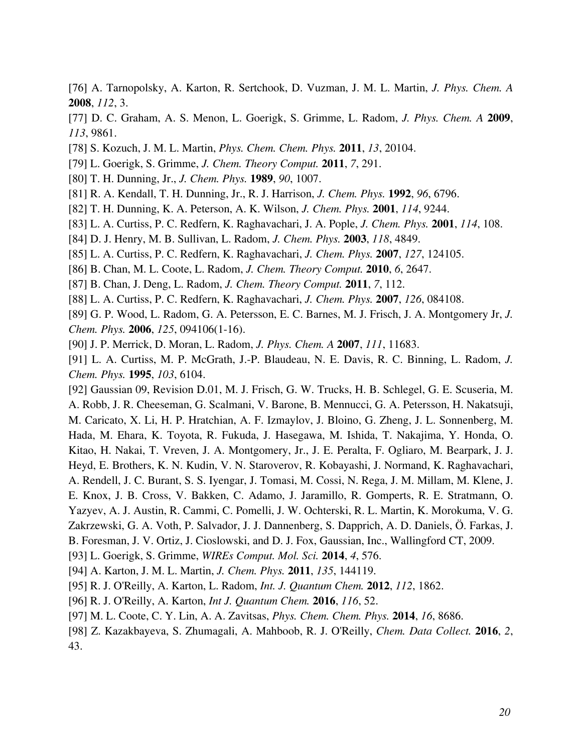[76] A. Tarnopolsky, A. Karton, R. Sertchook, D. Vuzman, J. M. L. Martin, *J. Phys. Chem. A* **2008**, *112*, 3.

[77] D. C. Graham, A. S. Menon, L. Goerigk, S. Grimme, L. Radom, *J. Phys. Chem. A* **2009**, *113*, 9861.

[78] S. Kozuch, J. M. L. Martin, *Phys. Chem. Chem. Phys.* **2011**, *13*, 20104.

[79] L. Goerigk, S. Grimme, *J. Chem. Theory Comput.* **2011**, *7*, 291.

[80] T. H. Dunning, Jr., *J. Chem. Phys.* **1989**, *90*, 1007.

[81] R. A. Kendall, T. H. Dunning, Jr., R. J. Harrison, *J. Chem. Phys.* **1992**, *96*, 6796.

[82] T. H. Dunning, K. A. Peterson, A. K. Wilson, *J. Chem. Phys.* **2001**, *114*, 9244.

[83] L. A. Curtiss, P. C. Redfern, K. Raghavachari, J. A. Pople, *J. Chem. Phys.* **2001**, *114*, 108.

[84] D. J. Henry, M. B. Sullivan, L. Radom, *J. Chem. Phys.* **2003**, *118*, 4849.

[85] L. A. Curtiss, P. C. Redfern, K. Raghavachari, *J. Chem. Phys.* **2007**, *127*, 124105.

[86] B. Chan, M. L. Coote, L. Radom, *J. Chem. Theory Comput.* **2010**, *6*, 2647.

[87] B. Chan, J. Deng, L. Radom, *J. Chem. Theory Comput.* **2011**, *7*, 112.

[88] L. A. Curtiss, P. C. Redfern, K. Raghavachari, *J. Chem. Phys.* **2007**, *126*, 084108.

[89] G. P. Wood, L. Radom, G. A. Petersson, E. C. Barnes, M. J. Frisch, J. A. Montgomery Jr, *J. Chem. Phys.* **2006**, *125*, 094106(1-16).

[90] J. P. Merrick, D. Moran, L. Radom, *J. Phys. Chem. A* **2007**, *111*, 11683.

[91] L. A. Curtiss, M. P. McGrath, J.-P. Blaudeau, N. E. Davis, R. C. Binning, L. Radom, *J. Chem. Phys.* **1995**, *103*, 6104.

[92] Gaussian 09, Revision D.01, M. J. Frisch, G. W. Trucks, H. B. Schlegel, G. E. Scuseria, M. A. Robb, J. R. Cheeseman, G. Scalmani, V. Barone, B. Mennucci, G. A. Petersson, H. Nakatsuji, M. Caricato, X. Li, H. P. Hratchian, A. F. Izmaylov, J. Bloino, G. Zheng, J. L. Sonnenberg, M. Hada, M. Ehara, K. Toyota, R. Fukuda, J. Hasegawa, M. Ishida, T. Nakajima, Y. Honda, O. Kitao, H. Nakai, T. Vreven, J. A. Montgomery, Jr., J. E. Peralta, F. Ogliaro, M. Bearpark, J. J. Heyd, E. Brothers, K. N. Kudin, V. N. Staroverov, R. Kobayashi, J. Normand, K. Raghavachari, A. Rendell, J. C. Burant, S. S. Iyengar, J. Tomasi, M. Cossi, N. Rega, J. M. Millam, M. Klene, J. E. Knox, J. B. Cross, V. Bakken, C. Adamo, J. Jaramillo, R. Gomperts, R. E. Stratmann, O. Yazyev, A. J. Austin, R. Cammi, C. Pomelli, J. W. Ochterski, R. L. Martin, K. Morokuma, V. G. Zakrzewski, G. A. Voth, P. Salvador, J. J. Dannenberg, S. Dapprich, A. D. Daniels, Ö. Farkas, J. B. Foresman, J. V. Ortiz, J. Cioslowski, and D. J. Fox, Gaussian, Inc., Wallingford CT, 2009.

[93] L. Goerigk, S. Grimme, *WIREs Comput. Mol. Sci.* **2014**, *4*, 576.

[94] A. Karton, J. M. L. Martin, *J. Chem. Phys.* **2011**, *135*, 144119.

[95] R. J. O'Reilly, A. Karton, L. Radom, *Int. J. Quantum Chem.* **2012**, *112*, 1862.

[96] R. J. O'Reilly, A. Karton, *Int J. Quantum Chem.* **2016**, *116*, 52.

[97] M. L. Coote, C. Y. Lin, A. A. Zavitsas, *Phys. Chem. Chem. Phys.* **2014**, *16*, 8686.

[98] Z. Kazakbayeva, S. Zhumagali, A. Mahboob, R. J. O'Reilly, *Chem. Data Collect.* **2016**, *2*, 43.